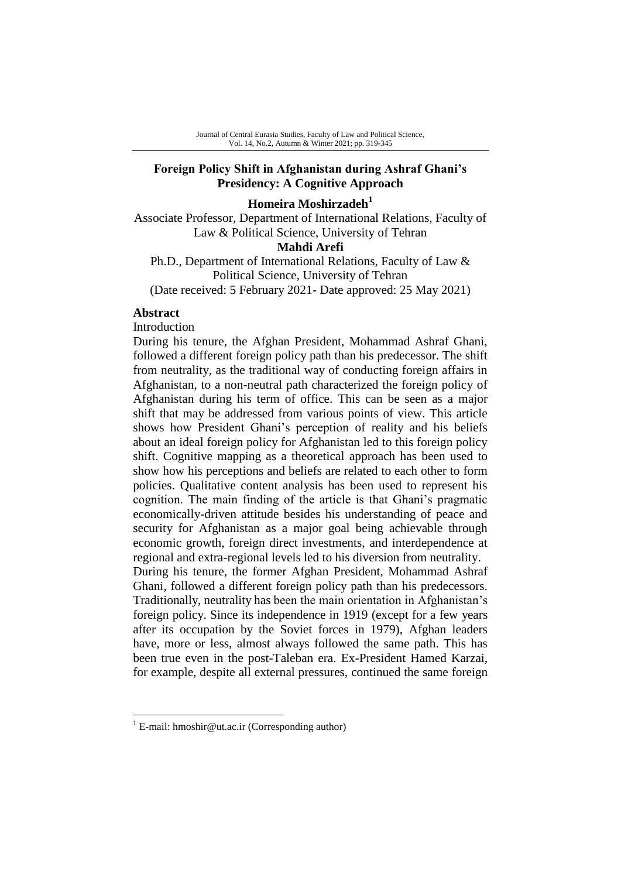# Foreign Policy Shift in Afghanistan during Ashraf Ghani's Presidency: A Cognitive Approach

**Homeira Moshirzadeh**[1]

Associate Professor, Department of International Relations, Faculty of Law & Political Science, University of Tehran

**Mahdi Arefi**

Ph.D., Department of International Relations, Faculty of Law & Political Science, University of Tehran

(Date received: 5 February 2021- Date approved: 25 May 2021)

## Abstract

Introduction

During his tenure, the Afghan President, Mohammad Ashraf Ghani, followed a different foreign policy path than his predecessor. The shift from neutrality, as the traditional way of conducting foreign affairs in Afghanistan, to a non-neutral path characterized the foreign policy of Afghanistan during his term of office. This can be seen as a major shift that may be addressed from various points of view. This article shows how President Ghani's perception of reality and his beliefs about an ideal foreign policy for Afghanistan led to this foreign policy shift. Cognitive mapping as a theoretical approach has been used to show how his perceptions and beliefs are related to each other to form policies. Qualitative content analysis has been used to represent his cognition. The main finding of the article is that Ghani's pragmatic economically-driven attitude besides his understanding of peace and security for Afghanistan as a major goal being achievable through economic growth, foreign direct investments, and interdependence at regional and extra-regional levels led to his diversion from neutrality.

During his tenure, the former Afghan President, Mohammad Ashraf Ghani, followed a different foreign policy path than his predecessors. Traditionally, neutrality has been the main orientation in Afghanistan's foreign policy. Since its independence in 1919 (except for a few years after its occupation by the Soviet forces in 1979), Afghan leaders have, more or less, almost always followed the same path. This has been true even in the post-Taleban era. Ex-President Hamed Karzai, for example, despite all external pressures, continued the same foreign

[1] E-mail: hmoshir@ut.ac.ir (Corresponding author)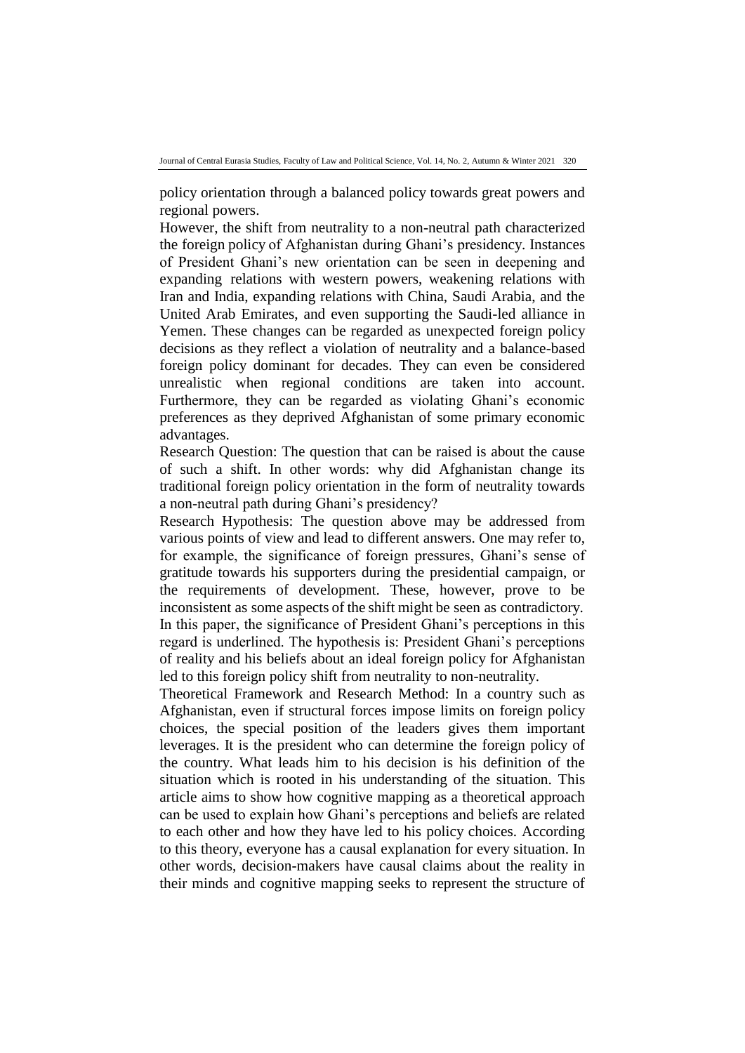policy orientation through a balanced policy towards great powers and regional powers.

However, the shift from neutrality to a non-neutral path characterized the foreign policy of Afghanistan during Ghani's presidency. Instances of President Ghani's new orientation can be seen in deepening and expanding relations with western powers, weakening relations with Iran and India, expanding relations with China, Saudi Arabia, and the United Arab Emirates, and even supporting the Saudi-led alliance in Yemen. These changes can be regarded as unexpected foreign policy decisions as they reflect a violation of neutrality and a balance-based foreign policy dominant for decades. They can even be considered unrealistic when regional conditions are taken into account. Furthermore, they can be regarded as violating Ghani's economic preferences as they deprived Afghanistan of some primary economic advantages.

Research Question: The question that can be raised is about the cause of such a shift. In other words: why did Afghanistan change its traditional foreign policy orientation in the form of neutrality towards a non-neutral path during Ghani's presidency?

Research Hypothesis: The question above may be addressed from various points of view and lead to different answers. One may refer to, for example, the significance of foreign pressures, Ghani's sense of gratitude towards his supporters during the presidential campaign, or the requirements of development. These, however, prove to be inconsistent as some aspects of the shift might be seen as contradictory. In this paper, the significance of President Ghani's perceptions in this regard is underlined. The hypothesis is: President Ghani's perceptions of reality and his beliefs about an ideal foreign policy for Afghanistan led to this foreign policy shift from neutrality to non-neutrality.

Theoretical Framework and Research Method: In a country such as Afghanistan, even if structural forces impose limits on foreign policy choices, the special position of the leaders gives them important leverages. It is the president who can determine the foreign policy of the country. What leads him to his decision is his definition of the situation which is rooted in his understanding of the situation. This article aims to show how cognitive mapping as a theoretical approach can be used to explain how Ghani's perceptions and beliefs are related to each other and how they have led to his policy choices. According to this theory, everyone has a causal explanation for every situation. In other words, decision-makers have causal claims about the reality in their minds and cognitive mapping seeks to represent the structure of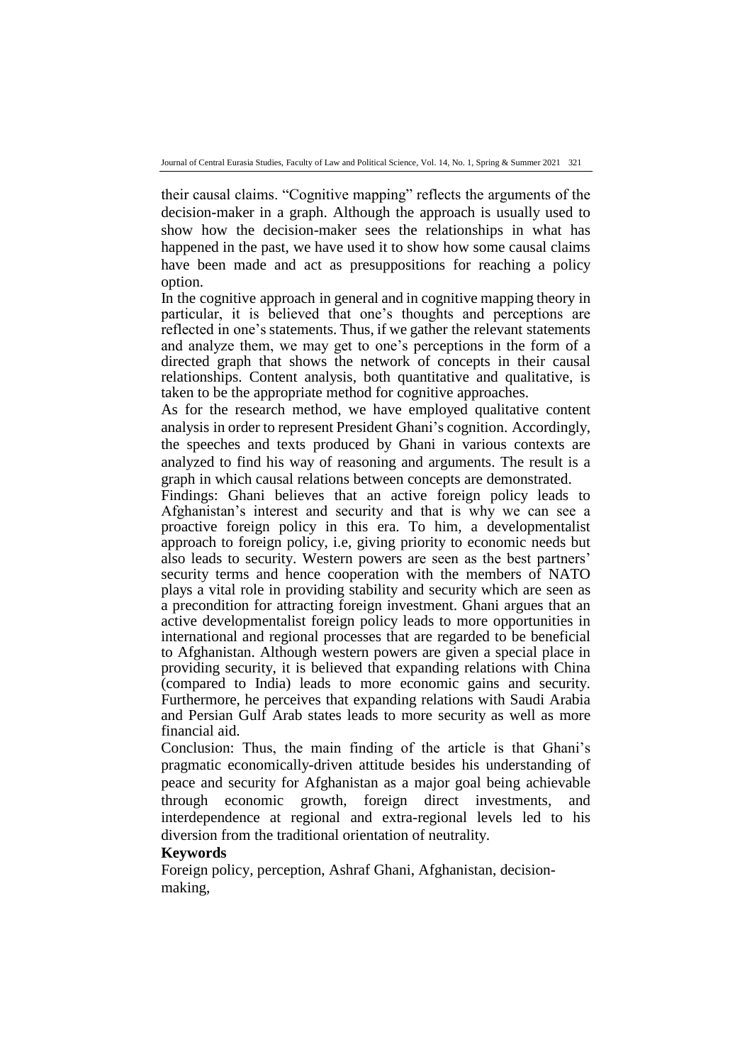their causal claims. "Cognitive mapping" reflects the arguments of the decision-maker in a graph. Although the approach is usually used to show how the decision-maker sees the relationships in what has happened in the past, we have used it to show how some causal claims have been made and act as presuppositions for reaching a policy option.

In the cognitive approach in general and in cognitive mapping theory in particular, it is believed that one's thoughts and perceptions are reflected in one's statements. Thus, if we gather the relevant statements and analyze them, we may get to one's perceptions in the form of a directed graph that shows the network of concepts in their causal relationships. Content analysis, both quantitative and qualitative, is taken to be the appropriate method for cognitive approaches.

As for the research method, we have employed qualitative content analysis in order to represent President Ghani's cognition. Accordingly, the speeches and texts produced by Ghani in various contexts are analyzed to find his way of reasoning and arguments. The result is a graph in which causal relations between concepts are demonstrated.

Findings: Ghani believes that an active foreign policy leads to Afghanistan's interest and security and that is why we can see a proactive foreign policy in this era. To him, a developmentalist approach to foreign policy, i.e, giving priority to economic needs but also leads to security. Western powers are seen as the best partners' security terms and hence cooperation with the members of NATO plays a vital role in providing stability and security which are seen as a precondition for attracting foreign investment. Ghani argues that an active developmentalist foreign policy leads to more opportunities in international and regional processes that are regarded to be beneficial to Afghanistan. Although western powers are given a special place in providing security, it is believed that expanding relations with China (compared to India) leads to more economic gains and security. Furthermore, he perceives that expanding relations with Saudi Arabia and Persian Gulf Arab states leads to more security as well as more financial aid.

Conclusion: Thus, the main finding of the article is that Ghani's pragmatic economically-driven attitude besides his understanding of peace and security for Afghanistan as a major goal being achievable through economic growth, foreign direct investments, and interdependence at regional and extra-regional levels led to his diversion from the traditional orientation of neutrality.

**Keywords**

Foreign policy, perception, Ashraf Ghani, Afghanistan, decision-making,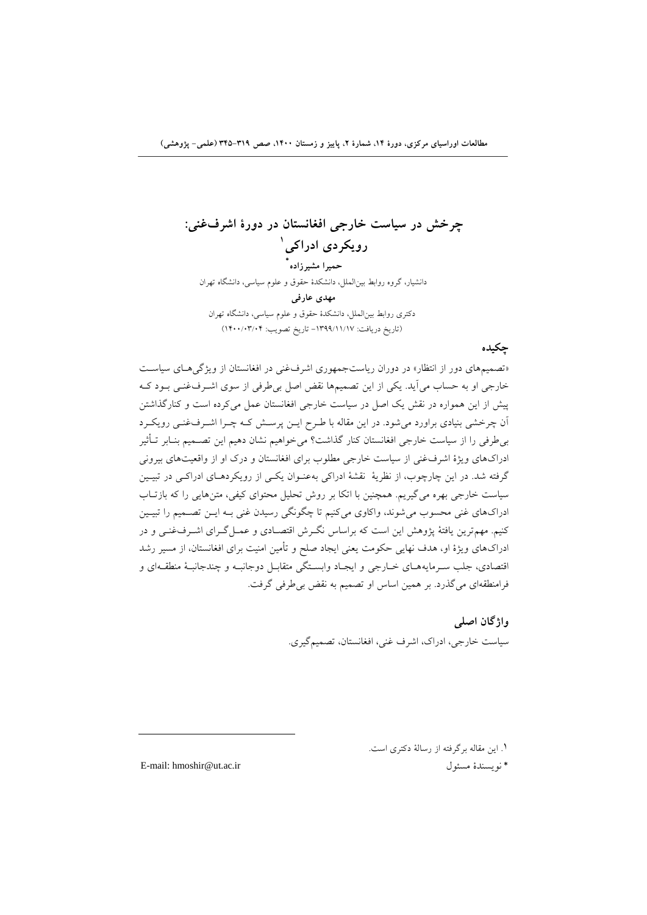# چرخش در سیاست خارجی افغانستان در دورهٔ اشرف‌غنی: رویکردی ادراکی[1]

**حمیرا مشیرزاده***

دانشیار، گروه روابط بین‌الملل، دانشکدهٔ حقوق و علوم سیاسی، دانشگاه تهران

**مهدی عارفی**

دکتری روابط بین‌الملل، دانشکدهٔ حقوق و علوم سیاسی، دانشگاه تهران

(تاریخ دریافت: ۱۳۹۹/۱۱/۱۷- تاریخ تصویب: ۱۴۰۰/۰۳/۰۴)

## چکیده

«تصمیم‌های دور از انتظار» در دوران ریاست‌جمهوری اشرف‌غنی در افغانستان از ویژگی‌های سیاست خارجی او به حساب می‌آید. یکی از این تصمیم‌ها نقض اصل بی‌طرفی از سوی اشرف‌غنی بود که پیش از این همواره در نقش یک اصل در سیاست خارجی افغانستان عمل می‌کرده است و کنارگذاشتن آن چرخشی بنیادی براورد می‌شود. در این مقاله با طرح این پرسش که چرا اشرف‌غنی رویکرد بی‌طرفی را از سیاست خارجی افغانستان کنار گذاشت؟ می‌خواهیم نشان دهیم این تصمیم بنابر تأثیر ادراک‌های ویژهٔ اشرف‌غنی از سیاست خارجی مطلوب برای افغانستان و درک او از واقعیت‌های بیرونی گرفته شد. در این چارچوب، از نظریهٔ نقشهٔ ادراکی به‌عنوان یکی از رویکردهای ادراکی در تبیین سیاست خارجی بهره می‌گیریم. همچنین با اتکا بر روش تحلیل محتوای کیفی، متن‌هایی را که بازتاب ادراک‌های غنی محسوب می‌شوند، واکاوی می‌کنیم تا چگونگی رسیدن غنی به این تصمیم را تبیین کنیم. مهم‌ترین یافتهٔ پژوهش این است که براساس نگرش اقتصادی و عمل‌گرای اشرف‌غنی و در ادراک‌های ویژهٔ او، هدف نهایی حکومت یعنی ایجاد صلح و تأمین امنیت برای افغانستان، از مسیر رشد اقتصادی، جلب سرمایه‌های خارجی و ایجاد وابستگی متقابل دوجانبه و چندجانبهٔ منطقه‌ای و فرامنطقه‌ای می‌گذرد. بر همین اساس او تصمیم به نقض بی‌طرفی گرفت.

## واژگان اصلی

سیاست خارجی، ادراک، اشرف غنی، افغانستان، تصمیم‌گیری.

---

[1]. این مقاله برگرفته از رسالهٔ دکتری است.

* نویسندهٔ مسئول    E-mail: hmoshir@ut.ac.ir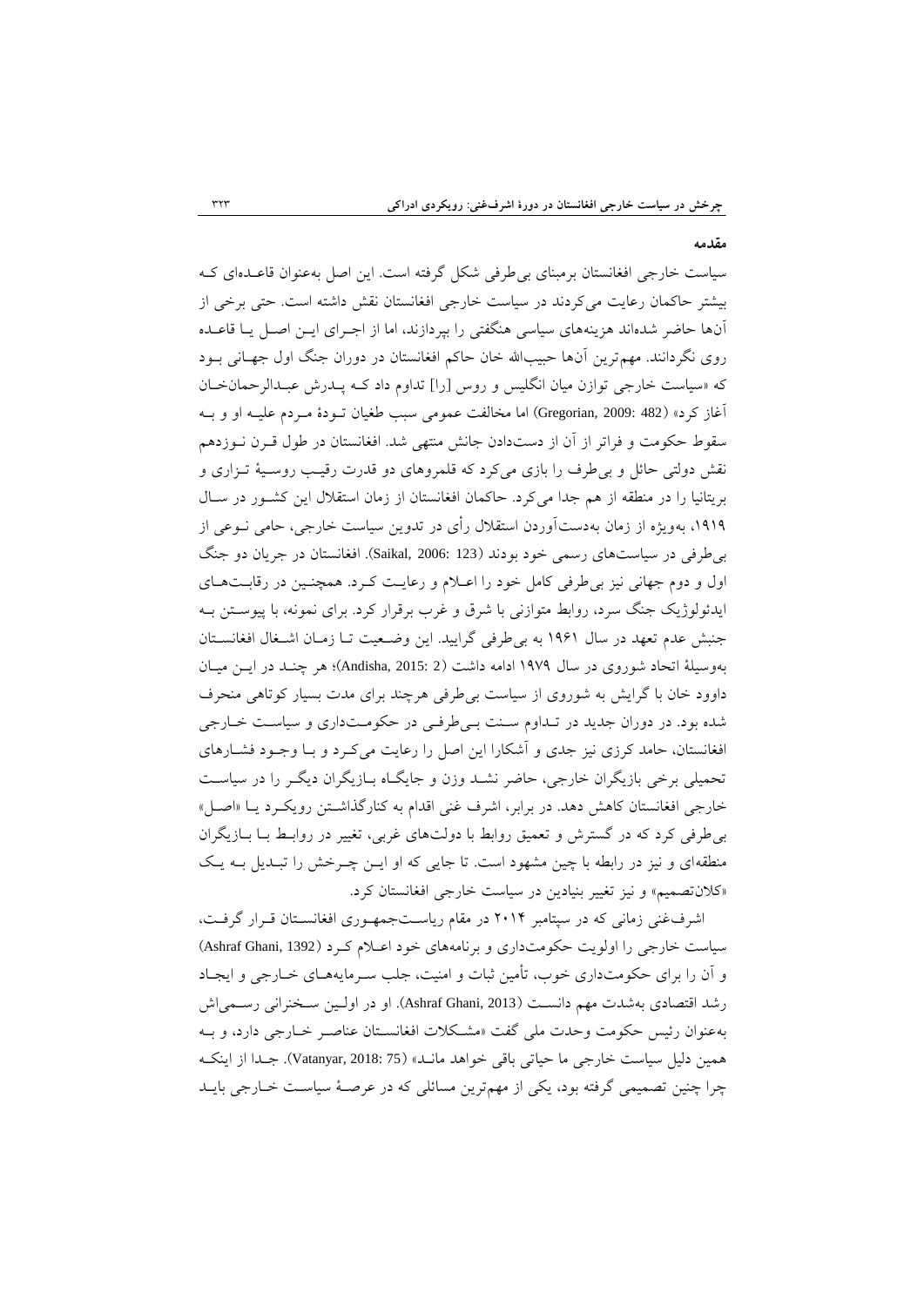## مقدمه

سیاست خارجی افغانستان برمبنای بی‌طرفی شکل گرفته است. این اصل به‌عنوان قاعده‌ای که بیشتر حاکمان رعایت می‌کردند در سیاست خارجی افغانستان نقش داشته است. حتی برخی از آن‌ها حاضر شده‌اند هزینه‌های سیاسی هنگفتی را بپردازند، اما از اجرای این اصل یا قاعده روی نگردانند. مهم‌ترین آن‌ها حبیب‌الله خان حاکم افغانستان در دوران جنگ اول جهانی بود که «سیاست خارجی توازن میان انگلیس و روس [را] تداوم داد که پدرش عبدالرحمان‌خان آغاز کرد» (Gregorian, 2009: 482) اما مخالفت عمومی سبب طغیان تودهٔ مردم علیه او و به سقوط حکومت و فراتر از آن از دست‌دادن جانش منتهی شد. افغانستان در طول قرن نوزدهم نقش دولتی حائل و بی‌طرف را بازی می‌کرد که قلمروهای دو قدرت رقیب روسیهٔ تزاری و بریتانیا را در منطقه از هم جدا می‌کرد. حاکمان افغانستان از زمان استقلال این کشور در سال ۱۹۱۹، به‌ویژه از زمان به‌دست‌آوردن استقلال رأی در تدوین سیاست خارجی، حامی نوعی از بی‌طرفی در سیاست‌های رسمی خود بودند (Saikal, 2006: 123). افغانستان در جریان دو جنگ اول و دوم جهانی نیز بی‌طرفی کامل خود را اعلام و رعایت کرد. همچنین در رقابت‌های ایدئولوژیک جنگ سرد، روابط متوازنی با شرق و غرب برقرار کرد. برای نمونه، با پیوستن به جنبش عدم تعهد در سال ۱۹۶۱ به بی‌طرفی گرایید. این وضعیت تا زمان اشغال افغانستان به‌وسیلهٔ اتحاد شوروی در سال ۱۹۷۹ ادامه داشت (Andisha, 2015: 2)؛ هر چند در این میان داوود خان با گرایش به شوروی از سیاست بی‌طرفی هرچند برای مدت بسیار کوتاهی منحرف شده بود. در دوران جدید در تداوم سنت بی‌طرفی در حکومت‌داری و سیاست خارجی افغانستان، حامد کرزی نیز جدی و آشکارا این اصل را رعایت می‌کرد و با وجود فشارهای تحمیلی برخی بازیگران خارجی، حاضر نشد وزن و جایگاه بازیگران دیگر را در سیاست خارجی افغانستان کاهش دهد. در برابر، اشرف غنی اقدام به کنارگذاشتن رویکرد یا «اصل» بی‌طرفی کرد که در گسترش و تعمیق روابط با دولت‌های غربی، تغییر در روابط با بازیگران منطقه‌ای و نیز در رابطه با چین مشهود است. تا جایی که او این چرخش را تبدیل به یک «کلان‌تصمیم» و نیز تغییر بنیادین در سیاست خارجی افغانستان کرد.

اشرف‌غنی زمانی که در سپتامبر ۲۰۱۴ در مقام ریاست‌جمهوری افغانستان قرار گرفت، سیاست خارجی را اولویت حکومت‌داری و برنامه‌های خود اعلام کرد (Ashraf Ghani, 1392) و آن را برای حکومت‌داری خوب، تأمین ثبات و امنیت، جلب سرمایه‌های خارجی و ایجاد رشد اقتصادی به‌شدت مهم دانست (Ashraf Ghani, 2013). او در اولین سخنرانی رسمی‌اش به‌عنوان رئیس حکومت وحدت ملی گفت «مشکلات افغانستان عناصر خارجی دارد، و به همین دلیل سیاست خارجی ما حیاتی باقی خواهد ماند» (Vatanyar, 2018: 75). جدا از اینکه چرا چنین تصمیمی گرفته بود، یکی از مهم‌ترین مسائلی که در عرصهٔ سیاست خارجی باید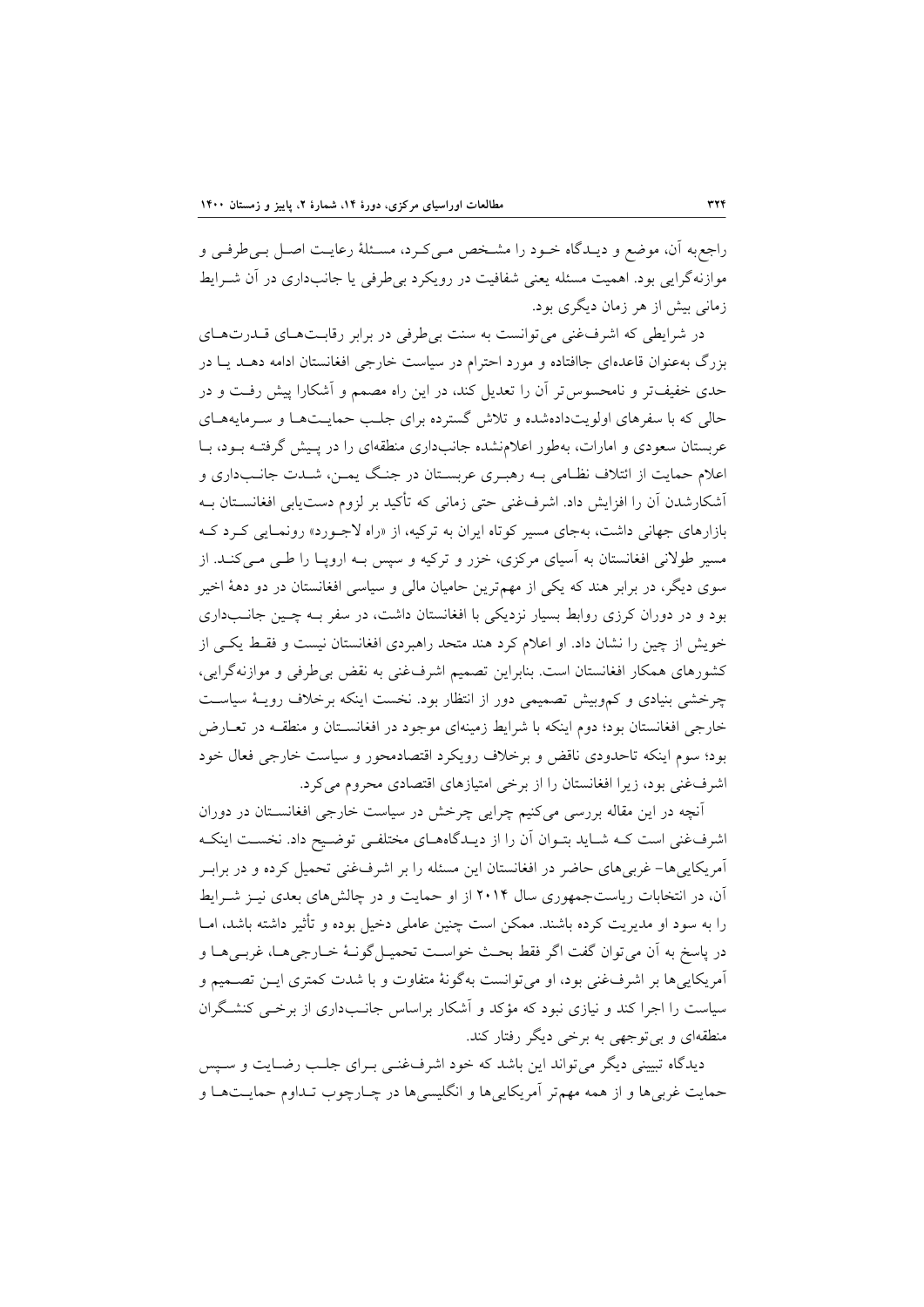راجع‌به آن، موضع و دیدگاه خود را مشخص می‌کرد، مسئلهٔ رعایت اصل بی‌طرفی و موازنه‌گرایی بود. اهمیت مسئله یعنی شفافیت در رویکرد بی‌طرفی یا جانب‌داری در آن شرایط زمانی بیش از هر زمان دیگری بود.

در شرایطی که اشرف‌غنی می‌توانست به سنت بی‌طرفی در برابر رقابت‌های قدرت‌های بزرگ به‌عنوان قاعده‌ای جاافتاده و مورد احترام در سیاست خارجی افغانستان ادامه دهد یا در حدی خفیف‌تر و نامحسوس‌تر آن را تعدیل کند، در این راه مصمم و آشکارا پیش رفت و در حالی که با سفرهای اولویت‌داده‌شده و تلاش گسترده برای جلب حمایت‌ها و سرمایه‌های عربستان سعودی و امارات، به‌طور اعلام‌نشده جانب‌داری منطقه‌ای را در پیش گرفته بود، با اعلام حمایت از ائتلاف نظامی به رهبری عربستان در جنگ یمن، شدت جانب‌داری و آشکارشدن آن را افزایش داد. اشرف‌غنی حتی زمانی که تأکید بر لزوم دست‌یابی افغانستان به بازارهای جهانی داشت، به‌جای مسیر کوتاه ایران به ترکیه، از «راه لاجورد» رونمایی کرد که مسیر طولانی افغانستان به آسیای مرکزی، خزر و ترکیه و سپس به اروپا را طی می‌کند. از سوی دیگر، در برابر هند که یکی از مهم‌ترین حامیان مالی و سیاسی افغانستان در دو دههٔ اخیر بود و در دوران کرزی روابط بسیار نزدیکی با افغانستان داشت، در سفر به چین جانب‌داری خویش از چین را نشان داد. او اعلام کرد هند متحد راهبردی افغانستان نیست و فقط یکی از کشورهای همکار افغانستان است. بنابراین تصمیم اشرف‌غنی به نقض بی‌طرفی و موازنه‌گرایی، چرخشی بنیادی و کم‌وبیش تصمیمی دور از انتظار بود. نخست اینکه برخلاف رویهٔ سیاست خارجی افغانستان بود؛ دوم اینکه با شرایط زمینه‌ای موجود در افغانستان و منطقه در تعارض بود؛ سوم اینکه تاحدودی ناقض و برخلاف رویکرد اقتصادمحور و سیاست خارجی فعال خود اشرف‌غنی بود، زیرا افغانستان را از برخی امتیازهای اقتصادی محروم می‌کرد.

آنچه در این مقاله بررسی می‌کنیم چرایی چرخش در سیاست خارجی افغانستان در دوران اشرف‌غنی است که شاید بتوان آن را از دیدگاه‌های مختلفی توضیح داد. نخست اینکه آمریکایی‌ها- غربی‌های حاضر در افغانستان این مسئله را بر اشرف‌غنی تحمیل کرده و در برابر آن، در انتخابات ریاست‌جمهوری سال ۲۰۱۴ از او حمایت و در چالش‌های بعدی نیز شرایط را به سود او مدیریت کرده باشند. ممکن است چنین عاملی دخیل بوده و تأثیر داشته باشد، اما در پاسخ به آن می‌توان گفت اگر فقط بحث خواست تحمیل‌گونهٔ خارجی‌ها، غربی‌ها و آمریکایی‌ها بر اشرف‌غنی بود، او می‌توانست به‌گونهٔ متفاوت و با شدت کمتری این تصمیم و سیاست را اجرا کند و نیازی نبود که مؤکد و آشکار براساس جانب‌داری از برخی کنشگران منطقه‌ای و بی‌توجهی به برخی دیگر رفتار کند.

دیدگاه تبیینی دیگر می‌تواند این باشد که خود اشرف‌غنی برای جلب رضایت و سپس حمایت غربی‌ها و از همه مهم‌تر آمریکایی‌ها و انگلیسی‌ها در چارچوب تداوم حمایت‌ها و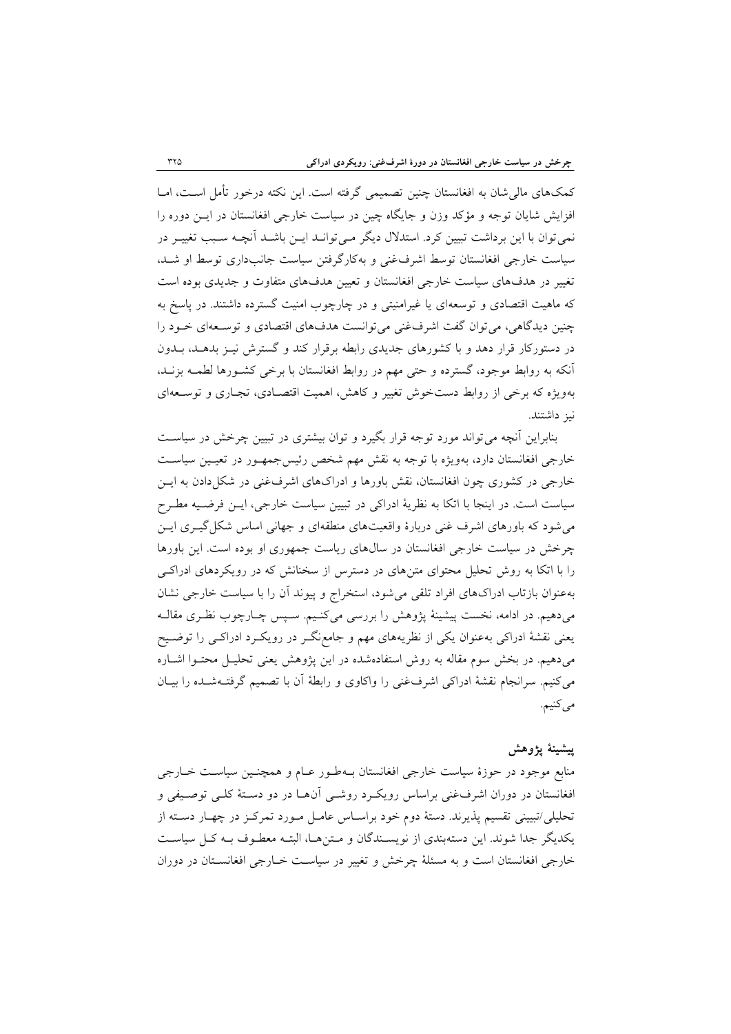کمک‌های مالی‌شان به افغانستان چنین تصمیمی گرفته است. این نکته درخور تأمل است، اما افزایش شایان توجه و مؤکد وزن و جایگاه چین در سیاست خارجی افغانستان در این دوره را نمی‌توان با این برداشت تبیین کرد. استدلال دیگر می‌تواند این باشد آنچه سبب تغییر در سیاست خارجی افغانستان توسط اشرف‌غنی و به‌کارگرفتن سیاست جانب‌داری توسط او شد، تغییر در هدف‌های سیاست خارجی افغانستان و تعیین هدف‌های متفاوت و جدیدی بوده است که ماهیت اقتصادی و توسعه‌ای یا غیرامنیتی و در چارچوب امنیت گسترده داشتند. در پاسخ به چنین دیدگاهی، می‌توان گفت اشرف‌غنی می‌توانست هدف‌های اقتصادی و توسعه‌ای خود را در دستورکار قرار دهد و با کشورهای جدیدی رابطه برقرار کند و گسترش نیز بدهد، بدون آنکه به روابط موجود، گسترده و حتی مهم در روابط افغانستان با برخی کشورها لطمه بزند، به‌ویژه که برخی از روابط دستخوش تغییر و کاهش، اهمیت اقتصادی، تجاری و توسعه‌ای نیز داشتند.

بنابراین آنچه می‌تواند مورد توجه قرار بگیرد و توان بیشتری در تبیین چرخش در سیاست خارجی افغانستان دارد، به‌ویژه با توجه به نقش مهم شخص رئیس‌جمهور در تعیین سیاست خارجی در کشوری چون افغانستان، نقش باورها و ادراک‌های اشرف‌غنی در شکل‌دادن به این سیاست است. در اینجا با اتکا به نظریهٔ ادراکی در تبیین سیاست خارجی، این فرضیه مطرح می‌شود که باورهای اشرف غنی دربارهٔ واقعیت‌های منطقه‌ای و جهانی اساس شکل‌گیری این چرخش در سیاست خارجی افغانستان در سال‌های ریاست جمهوری او بوده است. این باورها را با اتکا به روش تحلیل محتوای متن‌های در دسترس از سخنانش که در رویکردهای ادراکی به‌عنوان بازتاب ادراک‌های افراد تلقی می‌شود، استخراج و پیوند آن را با سیاست خارجی نشان می‌دهیم. در ادامه، نخست پیشینهٔ پژوهش را بررسی می‌کنیم. سپس چارچوب نظری مقاله یعنی نقشهٔ ادراکی به‌عنوان یکی از نظریه‌های مهم و جامع‌نگر در رویکرد ادراکی را توضیح می‌دهیم. در بخش سوم مقاله به روش استفاده‌شده در این پژوهش یعنی تحلیل محتوا اشاره می‌کنیم. سرانجام نقشهٔ ادراکی اشرف‌غنی را واکاوی و رابطهٔ آن با تصمیم گرفته‌شده را بیان می‌کنیم.

## پیشینهٔ پژوهش

منابع موجود در حوزهٔ سیاست خارجی افغانستان به‌طور عام و همچنین سیاست خارجی افغانستان در دوران اشرف‌غنی براساس رویکرد روشی آن‌ها در دو دستهٔ کلی توصیفی و تحلیلی/تبیینی تقسیم پذیرند. دستهٔ دوم خود براساس عامل مورد تمرکز در چهار دسته از یکدیگر جدا شوند. این دسته‌بندی از نویسندگان و متن‌ها، البته معطوف به کل سیاست خارجی افغانستان است و به مسئلهٔ چرخش و تغییر در سیاست خارجی افغانستان در دوران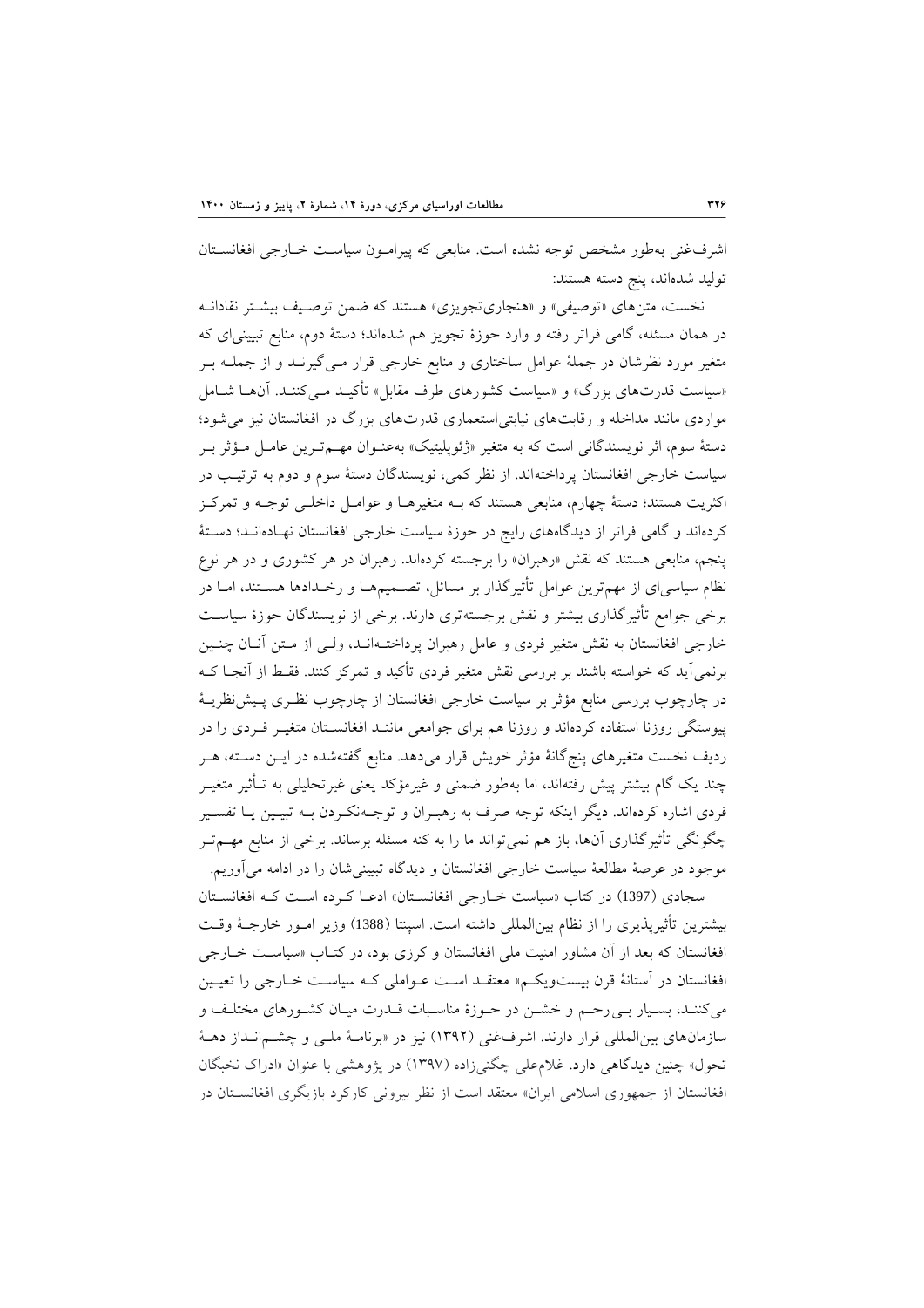اشرف‌غنی به‌طور مشخص توجه نشده است. منابعی که پیرامـون سیاسـت خـارجی افغانسـتان تولید شده‌اند، پنج دسته هستند:

نخست، متن‌های «توصیفی» و «هنجاری‌تجویزی» هستند که ضمن توصـیف بیشـتر نقادانـه در همان مسئله، گامی فراتر رفته و وارد حوزهٔ تجویز هم شده‌اند؛ دستهٔ دوم، منابع تبیینی‌ای که متغیر مورد نظرشان در جملهٔ عوامل ساختاری و منابع خارجی قرار مـی‌گیرنـد و از جملـه بـر «سیاست قدرت‌های بزرگ» و «سیاست کشورهای طرف مقابل» تأکیـد مـی‌کننـد. آن‌هـا شـامل مواردی مانند مداخله و رقابت‌های نیابتی‌استعماری قدرت‌های بزرگ در افغانستان نیز می‌شود؛ دستهٔ سوم، اثر نویسندگانی است که به متغیر «ژئوپلیتیک» به‌عنـوان مهـم‌تـرین عامـل مـؤثر بـر سیاست خارجی افغانستان پرداخته‌اند. از نظر کمی، نویسندگان دستهٔ سوم و دوم به ترتیـب در اکثریت هستند؛ دستهٔ چهارم، منابعی هستند که بـه متغیرهـا و عوامـل داخلـی توجـه و تمرکـز کرده‌اند و گامی فراتر از دیدگاه‌های رایج در حوزهٔ سیاست خارجی افغانستان نهـاده‌انـد؛ دسـتهٔ پنجم، منابعی هستند که نقش «رهبران» را برجسته کرده‌اند. رهبران در هر کشوری و در هر نوع نظام سیاسی‌ای از مهم‌ترین عوامل تأثیرگذار بر مسائل، تصـمیم‌هـا و رخـدادها هسـتند، امـا در برخی جوامع تأثیرگذاری بیشتر و نقش برجسته‌تری دارند. برخی از نویسندگان حوزهٔ سیاسـت خارجی افغانستان به نقش متغیر فردی و عامل رهبران پرداختـه‌انـد، ولـی از مـتن آنـان چنـین برنمی‌آید که خواسته باشند بر بررسی نقش متغیر فردی تأکید و تمرکز کنند. فقـط از آنجـا کـه در چارچوب بررسی منابع مؤثر بر سیاست خارجی افغانستان از چارچوب نظـری پـیش‌نظریـهٔ پیوستگی روزنا استفاده کرده‌اند و روزنا هم برای جوامعی ماننـد افغانسـتان متغیـر فـردی را در ردیف نخست متغیرهای پنج‌گانهٔ مؤثر خویش قرار می‌دهد. منابع گفته‌شده در ایـن دسـته، هـر چند یک گام بیشتر پیش رفته‌اند، اما به‌طور ضمنی و غیرمؤکد یعنی غیرتحلیلی به تـأثیر متغیـر فردی اشاره کرده‌اند. دیگر اینکه توجه صرف به رهبـران و توجـه‌نکـردن بـه تبیـین یـا تفسـیر چگونگی تأثیرگذاری آن‌ها، باز هم نمی‌تواند ما را به کنه مسئله برساند. برخی از منابع مهـم‌تـر موجود در عرصهٔ مطالعهٔ سیاست خارجی افغانستان و دیدگاه تبیینی‌شان را در ادامه می‌آوریم.

سجادی (1397) در کتاب «سیاست خـارجی افغانسـتان» ادعـا کـرده اسـت کـه افغانسـتان بیشترین تأثیرپذیری را از نظام بین‌المللی داشته است. اسپنتا (1388) وزیر امـور خارجـهٔ وقـت افغانستان که بعد از آن مشاور امنیت ملی افغانستان و کرزی بود، در کتـاب «سیاسـت خـارجی افغانستان در آستانهٔ قرن بیست‌ویکـم» معتقـد اسـت عـواملی کـه سیاسـت خـارجی را تعیـین می‌کننـد، بسـیار بـی‌رحـم و خشـن در حـوزهٔ مناسـبات قـدرت میـان کشـورهای مختلـف و سازمان‌های بین‌المللی قرار دارند. اشرف‌غنی (۱۳۹۲) نیز در «برنامـهٔ ملـی و چشـم‌انـداز دهـهٔ تحول» چنین دیدگاهی دارد. غلام‌علی چگنی‌زاده (۱۳۹۷) در پژوهشی با عنوان «ادراک نخبگان افغانستان از جمهوری اسلامی ایران» معتقد است از نظر بیرونی کارکرد بازیگری افغانسـتان در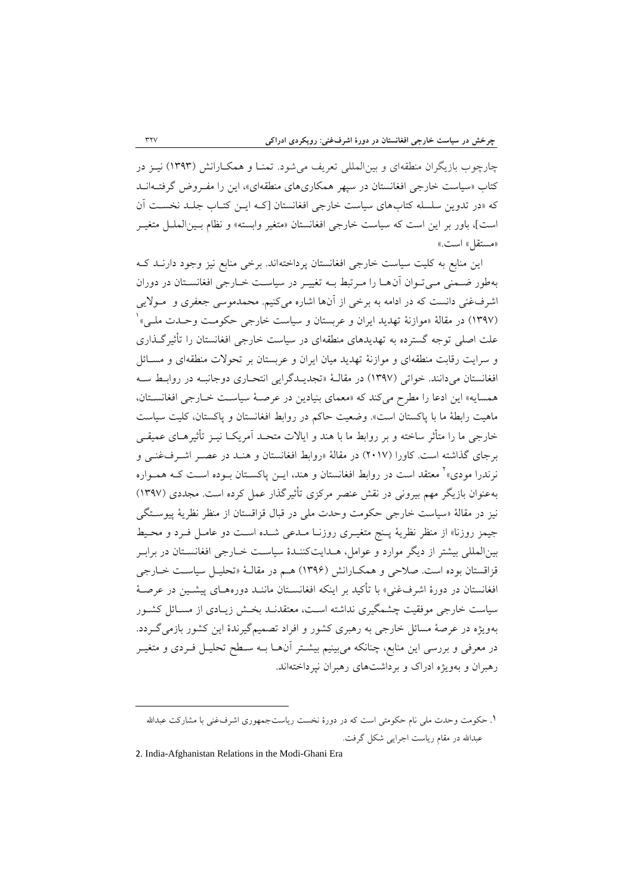چارچوب بازیگران منطقه‌ای و بین‌المللی تعریف می‌شود. تمنا و همکارانش (۱۳۹۳) نیز در کتاب «سیاست خارجی افغانستان در سپهر همکاری‌های منطقه‌ای»، این را مفروض گرفته‌اند که «در تدوین سلسله کتاب‌های سیاست خارجی افغانستان [که این کتاب جلد نخست آن است]، باور بر این است که سیاست خارجی افغانستان «متغیر وابسته» و نظام بین‌الملل متغیر «مستقل» است.»

این منابع به کلیت سیاست خارجی افغانستان پرداخته‌اند. برخی منابع نیز وجود دارند که به‌طور ضمنی می‌توان آن‌ها را مرتبط به تغییر در سیاست خارجی افغانستان در دوران اشرف‌غنی دانست که در ادامه به برخی از آن‌ها اشاره می‌کنیم. محمدموسی جعفری و مولایی (۱۳۹۷) در مقالهٔ «موازنهٔ تهدید ایران و عربستان و سیاست خارجی حکومت وحدت ملی»[1] علت اصلی توجه گسترده به تهدیدهای منطقه‌ای در سیاست خارجی افغانستان را تأثیرگذاری و سرایت رقابت منطقه‌ای و موازنهٔ تهدید میان ایران و عربستان بر تحولات منطقه‌ای و مسائل افغانستان می‌دانند. خواتی (۱۳۹۷) در مقالهٔ «تجدیدگرایی انتحاری دوجانبه در روابط سه همسایه» این ادعا را مطرح می‌کند که «معمای بنیادین در عرصهٔ سیاست خارجی افغانستان، ماهیت رابطهٔ ما با پاکستان است». وضعیت حاکم در روابط افغانستان و پاکستان، کلیت سیاست خارجی ما را متأثر ساخته و بر روابط ما با هند و ایالات متحد آمریکا نیز تأثیرهای عمیقی برجای گذاشته است. کاورا (۲۰۱۷) در مقالهٔ «روابط افغانستان و هند در عصر اشرف‌غنی و نرندرا مودی»[2] معتقد است در روابط افغانستان و هند، این پاکستان بوده است که همواره به‌عنوان بازیگر مهم بیرونی در نقش عنصر مرکزی تأثیرگذار عمل کرده است. مجددی (۱۳۹۷) نیز در مقالهٔ «سیاست خارجی حکومت وحدت ملی در قبال قزاقستان از منظر نظریهٔ پیوستگی جیمز روزنا» از منظر نظریهٔ پنج متغیری روزنا مدعی شده است دو عامل فرد و محیط بین‌المللی بیشتر از دیگر موارد و عوامل، هدایت‌کنندهٔ سیاست خارجی افغانستان در برابر قزاقستان بوده است. صلاحی و همکارانش (۱۳۹۶) هم در مقالهٔ «تحلیل سیاست خارجی افغانستان در دورهٔ اشرف‌غنی» با تأکید بر اینکه افغانستان مانند دوره‌های پیشین در عرصهٔ سیاست خارجی موفقیت چشمگیری نداشته است، معتقدند بخش زیادی از مسائل کشور به‌ویژه در عرصهٔ مسائل خارجی به رهبری کشور و افراد تصمیم‌گیرندهٔ این کشور بازمی‌گردد. در معرفی و بررسی این منابع، چنانکه می‌بینیم بیشتر آن‌ها به سطح تحلیل فردی و متغیر رهبران و به‌ویژه ادراک و برداشت‌های رهبران نپرداخته‌اند.

---

۱. حکومت وحدت ملی نام حکومتی است که در دورهٔ نخست ریاست‌جمهوری اشرف‌غنی با مشارکت عبدالله عبدالله در مقام ریاست اجرایی شکل گرفت.

2. India-Afghanistan Relations in the Modi-Ghani Era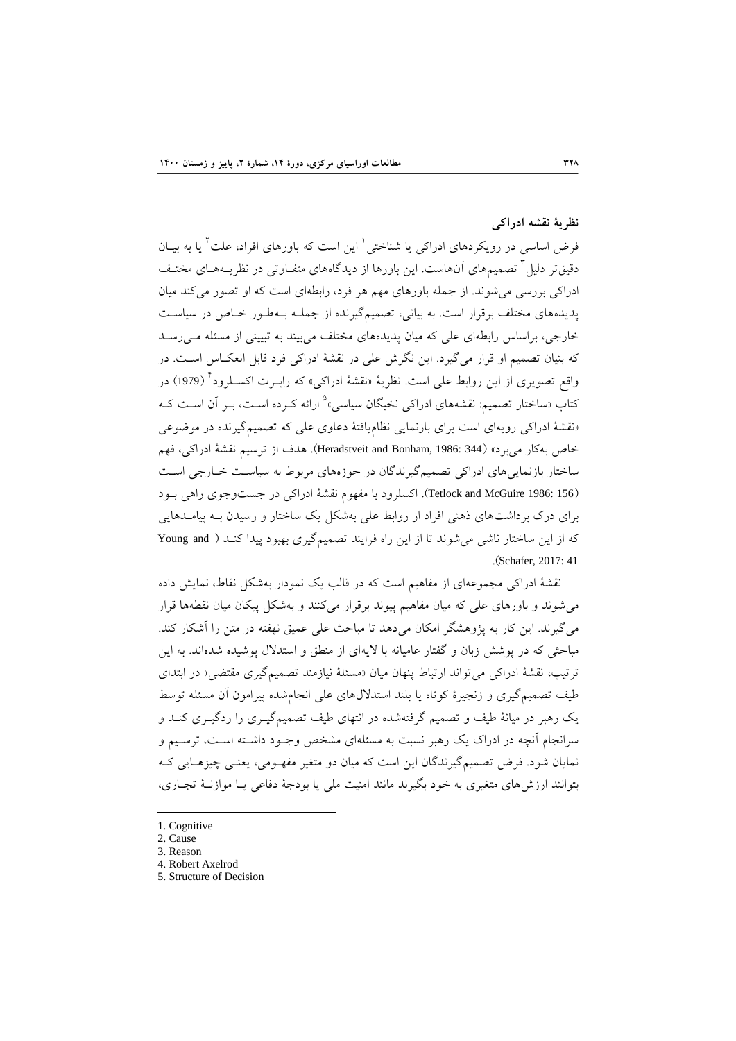## نظریهٔ نقشه ادراکی

فرض اساسی در رویکردهای ادراکی یا شناختی[1] این است که باورهای افراد، علت[2] یا به بیـان دقیق‌تر دلیل[3] تصمیم‌های آن‌هاست. این باورها از دیدگاه‌های متفـاوتی در نظریـه‌هـای مختـف ادراکی بررسی می‌شوند. از جمله باورهای مهم هر فرد، رابطه‌ای است که او تصور می‌کند میان پدیده‌های مختلف برقرار است. به بیانی، تصمیم‌گیرنده از جملـه بـه‌طـور خـاص در سیاسـت خارجی، براساس رابطه‌ای علی که میان پدیده‌های مختلف می‌بیند به تبیینی از مسئله مـی‌رسـد که بنیان تصمیم او قرار می‌گیرد. این نگرش علی در نقشهٔ ادراکی فرد قابل انعکـاس اسـت. در واقع تصویری از این روابط علی است. نظریهٔ «نقشهٔ ادراکی» که رابـرت اکسـلرود[4] (1979) در کتاب «ساختار تصمیم: نقشه‌های ادراکی نخبگان سیاسی»[5] ارائه کـرده اسـت، بـر آن اسـت کـه «نقشهٔ ادراکی رویه‌ای است برای بازنمایی نظام‌یافتهٔ دعاوی علی که تصمیم‌گیرنده در موضوعی خاص به‌کار می‌برد» (Heradstveit and Bonham, 1986: 344). هدف از ترسیم نقشهٔ ادراکی، فهم ساختار بازنمایی‌های ادراکی تصمیم‌گیرندگان در حوزه‌های مربوط به سیاسـت خـارجی اسـت (Tetlock and McGuire 1986: 156). اکسلرود با مفهوم نقشهٔ ادراکی در جست‌وجوی راهی بـود برای درک برداشت‌های ذهنی افراد از روابط علی به‌شکل یک ساختار و رسیدن بـه پیامـدهایی که از این ساختار ناشی می‌شوند تا از این راه فرایند تصمیم‌گیری بهبود پیدا کنـد ( Young and Schafer, 2017: 41).

نقشهٔ ادراکی مجموعه‌ای از مفاهیم است که در قالب یک نمودار به‌شکل نقاط، نمایش داده می‌شوند و باورهای علی که میان مفاهیم پیوند برقرار می‌کنند و به‌شکل پیکان میان نقطه‌ها قرار می‌گیرند. این کار به پژوهشگر امکان می‌دهد تا مباحث علی عمیق نهفته در متن را آشکار کند. مباحثی که در پوشش زبان و گفتار عامیانه با لایه‌ای از منطق و استدلال پوشیده شده‌اند. به این ترتیب، نقشهٔ ادراکی می‌تواند ارتباط پنهان میان «مسئلهٔ نیازمند تصمیم‌گیری مقتضی» در ابتدای طیف تصمیم‌گیری و زنجیرهٔ کوتاه یا بلند استدلال‌های علی انجام‌شده پیرامون آن مسئله توسط یک رهبر در میانهٔ طیف و تصمیم گرفته‌شده در انتهای طیف تصمیم‌گیـری را ردگیـری کنـد و سرانجام آنچه در ادراک یک رهبر نسبت به مسئله‌ای مشخص وجـود داشـته اسـت، ترسـیم و نمایان شود. فرض تصمیم‌گیرندگان این است که میان دو متغیر مفهـومی، یعنـی چیزهـایی کـه بتوانند ارزش‌های متغیری به خود بگیرند مانند امنیت ملی یا بودجهٔ دفاعی یـا موازنـهٔ تجـاری،

---

1. Cognitive
2. Cause
3. Reason
4. Robert Axelrod
5. Structure of Decision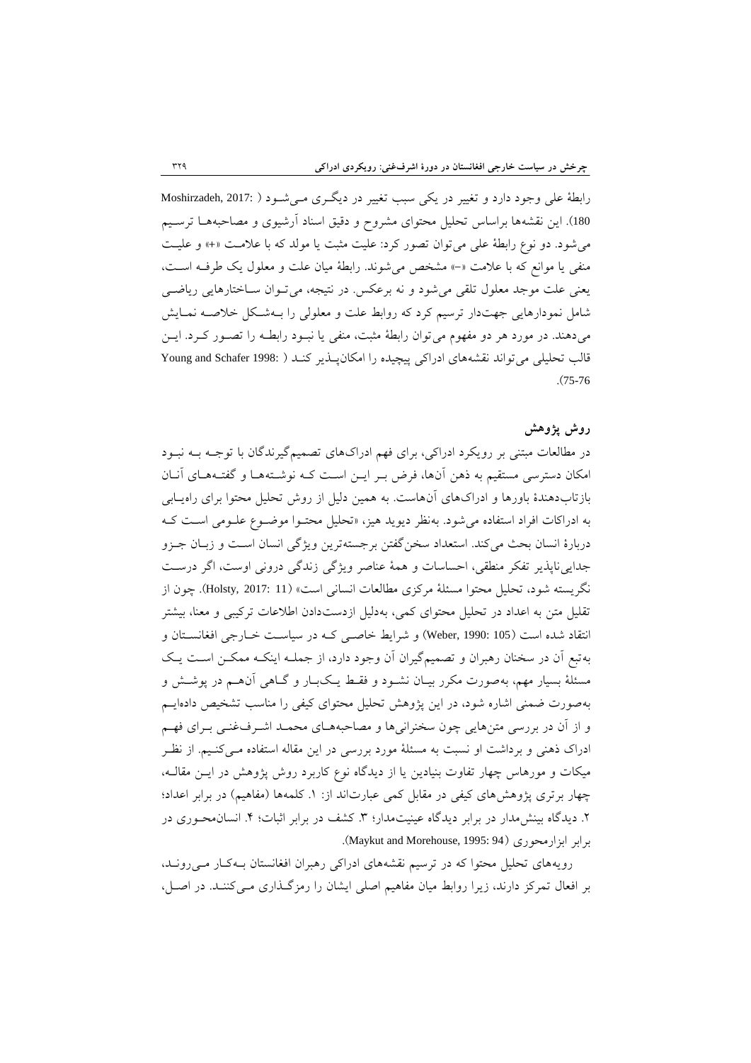رابطۀ علی وجود دارد و تغییر در یکی سبب تغییر در دیگری می‌شود (Moshirzadeh, 2017: 180). این نقشه‌ها براساس تحلیل محتوای مشروح و دقیق اسناد آرشیوی و مصاحبه‌ها ترسیم می‌شود. دو نوع رابطۀ علی می‌توان تصور کرد: علیت مثبت یا مولد که با علامت «+» و علیت منفی یا موانع که با علامت «−» مشخص می‌شوند. رابطۀ میان علت و معلول یک طرفه است، یعنی علت موجد معلول تلقی می‌شود و نه برعکس. در نتیجه، می‌توان ساختارهایی ریاضی شامل نمودارهایی جهت‌دار ترسیم کرد که روابط علت و معلولی را به‌شکل خلاصه نمایش می‌دهند. در مورد هر دو مفهوم می‌توان رابطۀ مثبت، منفی یا نبود رابطه را تصور کرد. این قالب تحلیلی می‌تواند نقشه‌های ادراکی پیچیده را امکان‌پذیر کند (Young and Schafer 1998: 75-76).

## روش پژوهش

در مطالعات مبتنی بر رویکرد ادراکی، برای فهم ادراک‌های تصمیم‌گیرندگان با توجه به نبود امکان دسترسی مستقیم به ذهن آن‌ها، فرض بر این است که نوشته‌ها و گفته‌های آنان بازتاب‌دهندۀ باورها و ادراک‌های آن‌هاست. به همین دلیل از روش تحلیل محتوا برای راه‌یابی به ادراکات افراد استفاده می‌شود. به‌نظر دیوید هیز، «تحلیل محتوا موضوع علومی است که دربارۀ انسان بحث می‌کند. استعداد سخن‌گفتن برجسته‌ترین ویژگی انسان است و زبان جزو جدایی‌ناپذیر تفکر منطقی، احساسات و همۀ عناصر ویژگی زندگی درونی اوست، اگر درست نگریسته شود، تحلیل محتوا مسئلۀ مرکزی مطالعات انسانی است» (Holsty, 2017: 11). چون از تقلیل متن به اعداد در تحلیل محتوای کمی، به‌دلیل ازدست‌دادن اطلاعات ترکیبی و معنا، بیشتر انتقاد شده است (Weber, 1990: 105) و شرایط خاصی که در سیاست خارجی افغانستان و به‌تبع آن در سخنان رهبران و تصمیم‌گیران آن وجود دارد، از جمله اینکه ممکن است یک مسئلۀ بسیار مهم، به‌صورت مکرر بیان نشود و فقط یک‌بار و گاهی آن‌هم در پوشش و به‌صورت ضمنی اشاره شود، در این پژوهش تحلیل محتوای کیفی را مناسب تشخیص داده‌ایم و از آن در بررسی متن‌هایی چون سخنرانی‌ها و مصاحبه‌های محمد اشرف‌غنی برای فهم ادراک ذهنی و برداشت او نسبت به مسئلۀ مورد بررسی در این مقاله استفاده می‌کنیم. از نظر میکات و مورهاس چهار تفاوت بنیادین یا از دیدگاه نوع کاربرد روش پژوهش در این مقاله، چهار برتری پژوهش‌های کیفی در مقابل کمی عبارت‌اند از: ۱. کلمه‌ها (مفاهیم) در برابر اعداد؛ ۲. دیدگاه بینش‌مدار در برابر دیدگاه عینیت‌مدار؛ ۳. کشف در برابر اثبات؛ ۴. انسان‌محوری در برابر ابزارمحوری (Maykut and Morehouse, 1995: 94).

رویه‌های تحلیل محتوا که در ترسیم نقشه‌های ادراکی رهبران افغانستان به‌کار می‌روند، بر افعال تمرکز دارند، زیرا روابط میان مفاهیم اصلی ایشان را رمزگذاری می‌کنند. در اصل،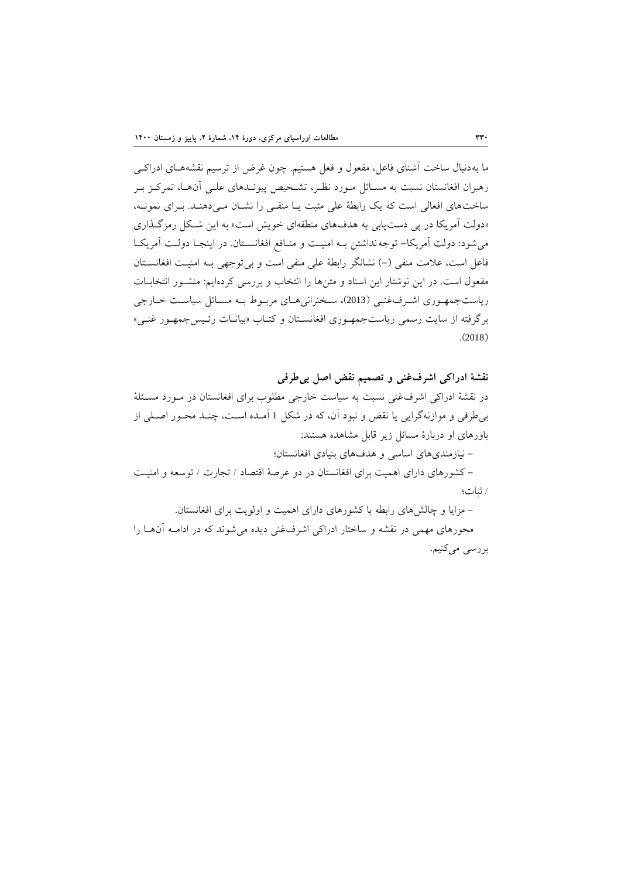ما به‌دنبال ساخت آشنای فاعل، مفعول و فعل هستیم. چون غرض از ترسیم نقشه‌های ادراکی رهبران افغانستان نسبت به مسائل مورد نظر، تشخیص پیوندهای علی آن‌ها، تمرکز بر ساخت‌های افعالی است که یک رابطهٔ علی مثبت یا منفی را نشان می‌دهند. برای نمونه، «دولت آمریکا در پی دست‌یابی به هدف‌های منطقه‌ای خویش است» به این شکل رمزگذاری می‌شود: دولت آمریکا- توجه‌نداشتن به امنیت و منافع افغانستان. در اینجا دولت آمریکا فاعل است، علامت منفی (-) نشانگر رابطهٔ علی منفی است و بی‌توجهی به امنیت افغانستان مفعول است. در این نوشتار این اسناد و متن‌ها را انتخاب و بررسی کرده‌ایم: منشور انتخابات ریاست‌جمهوری اشرف‌غنی (2013)، سخنرانی‌های مربوط به مسائل سیاست خارجی برگرفته از سایت رسمی ریاست‌جمهوری افغانستان و کتاب «بیانات رئیس‌جمهور غنی» (2018).

## نقشهٔ ادراکی اشرف‌غنی و تصمیم نقض اصل بی‌طرفی

در نقشهٔ ادراکی اشرف‌غنی نسبت به سیاست خارجی مطلوب برای افغانستان در مورد مسئلهٔ بی‌طرفی و موازنه‌گرایی یا نقض و نبود آن، که در شکل 1 آمده است، چند محور اصلی از باورهای او دربارهٔ مسائل زیر قابل مشاهده هستند:

– نیازمندی‌های اساسی و هدف‌های بنیادی افغانستان؛

– کشورهای دارای اهمیت برای افغانستان در دو عرصهٔ اقتصاد / تجارت / توسعه و امنیت / ثبات؛

– مزایا و چالش‌های رابطه با کشورهای دارای اهمیت و اولویت برای افغانستان.

محورهای مهمی در نقشه و ساختار ادراکی اشرف‌غنی دیده می‌شوند که در ادامه آن‌ها را بررسی می‌کنیم.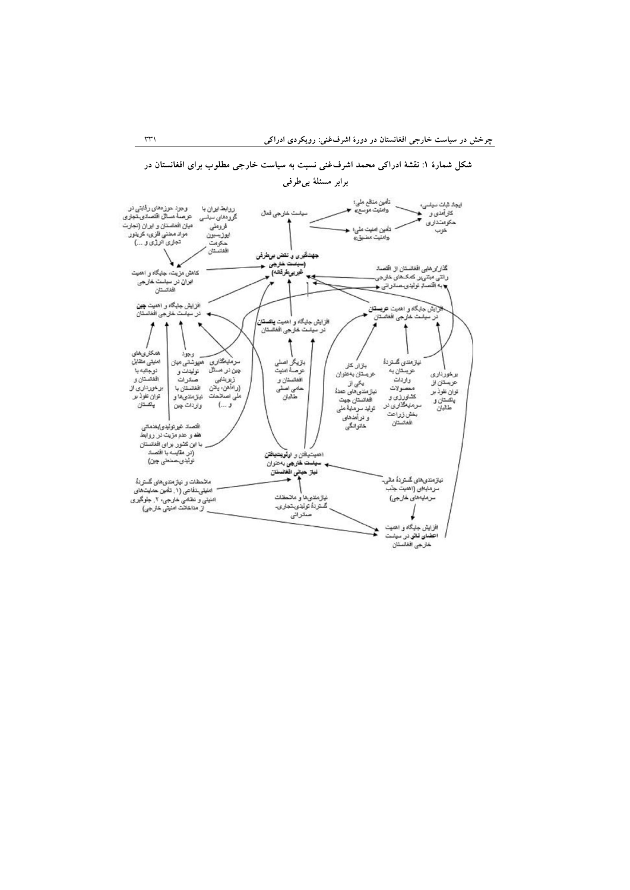**شکل شمارۀ ۱: نقشۀ ادراکی محمد اشرف‌غنی نسبت به سیاست خارجی مطلوب برای افغانستان در برابر مسئلۀ بی‌طرفی**

- سیاست خارجی فعال
- تأمین منافع ملی؛ «امنیت موسع»
- تأمین امنیت ملی؛ «امنیت مضیق»
- ایجاد ثبات سیاسی، کارآمدی و حکومتداری خوب
- **جهت‌گیری و نقش بی‌طرفی (سیاست خارجی غیرمتعهد)**
- وجود حوزه‌های رقابتی در عرصۀ مسائل اقتصادی-تجاری میان افغانستان و ایران (تجارت مواد معدنی فلزی، کریدور تجاری انرژی و ...)
- روابط ایران با گروه‌های سیاسی فروملی اپوزیسیون حکومت افغانستان
- کاهش مزیت، جایگاه و اهمیت **ایران** در سیاست خارجی افغانستان
- گذار/رهایی افغانستان از اقتصاد رانتی مبتنی‌بر کمک‌های خارجی به اقتصاد تولیدی-صادراتی
- افزایش جایگاه و اهمیت **چین** در سیاست خارجی افغانستان
- افزایش جایگاه و اهمیت **پاکستان** در سیاست خارجی افغانستان
- افزایش جایگاه و اهمیت **عربستان** در سیاست خارجی افغانستان
- همکاری‌های امنیتی متقابل دوجانبه با افغانستان و برخورداری از توان نفوذ بر پاکستان
- وجود هم‌پوشانی میان تولیدات و صادرات افغانستان با نیازمندی‌ها و واردات چین
- سرمایه‌گذاری چین در مسائل زیربنایی (راه‌آهن، پائن ملی اصلاحات و ...)
- بازیگر اصلی عرصۀ امنیت افغانستان و حامی اصلی طالبان
- بازار کار عربستان به‌عنوان یکی از نیازمندی‌های عمدۀ افغانستان جهت تولید سرمایۀ ملی و درآمدهای خانوادگی
- نیازمندی گستردۀ عربستان به واردات محصولات کشاورزی و سرمایه‌گذاری در بخش زراعت افغانستان
- برخورداری عربستان از توان نفوذ بر پاکستان و طالبان
- اقتصاد غیرتولیدی/خدماتی **هند** و عدم مزیت در روابط با این کشور برای افغانستان (در مقایسه با اقتصاد تولیدی-صنعتی چین)
- اهمیت‌یافتن و اولویت‌یافتن **سیاست خارجی به‌عنوان نیاز حیاتی افغانستان**
- ملاحظات و نیازمندی‌های گستردۀ امنیتی-دفاعی (۱. تأمین حمایت‌های امنیتی و نظامی خارجی، ۲. جلوگیری از مداخلات امنیتی خارجی)
- نیازمندی‌ها و ملاحظات گستردۀ تولیدی-تجاری-صادراتی
- نیازمندی‌های گستردۀ مالی-سرمایه‌ای (اهمیت جذب سرمایه‌های خارجی)
- افزایش جایگاه و اهمیت **اعضای ناتو** در سیاست خارجی افغانستان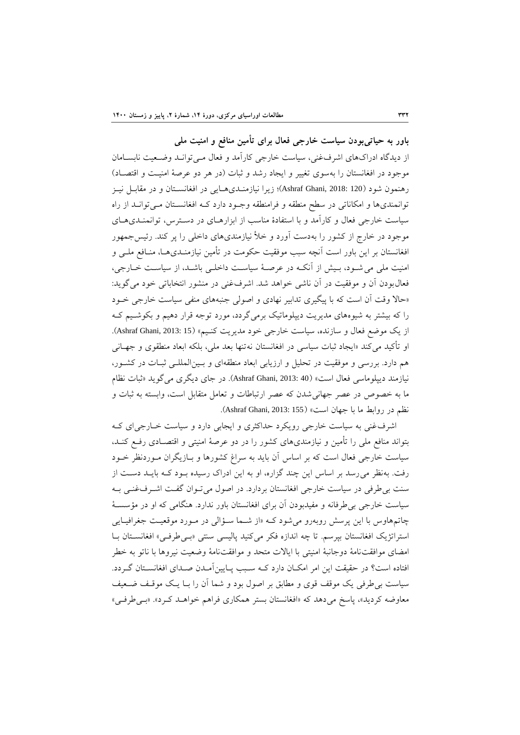### باور به حیاتی‌بودن سیاست خارجی فعال برای تأمین منافع و امنیت ملی

از دیدگاه ادراک‌های اشرف‌غنی، سیاست خارجی کارآمد و فعال می‌تواند وضعیت نابسامان موجود در افغانستان را به‌سوی تغییر و ایجاد رشد و ثبات (در هر دو عرصهٔ امنیت و اقتصاد) رهنمون شود (Ashraf Ghani, 2018: 120)؛ زیرا نیازمندی‌هایی در افغانستان و در مقابل نیز توانمندی‌ها و امکاناتی در سطح منطقه و فرامنطقه وجود دارد که افغانستان می‌تواند از راه سیاست خارجی فعال و کارآمد و با استفادهٔ مناسب از ابزارهای در دسترس، توانمندی‌های موجود در خارج از کشور را به‌دست آورد و خلأ نیازمندی‌های داخلی را پر کند. رئیس‌جمهور افغانستان بر این باور است آنچه سبب موفقیت حکومت در تأمین نیازمندی‌ها، منافع ملی و امنیت ملی می‌شود، بیش از آنکه در عرصهٔ سیاست داخلی باشد، از سیاست خارجی، فعال‌بودن آن و موفقیت در آن ناشی خواهد شد. اشرف‌غنی در منشور انتخاباتی خود می‌گوید: «حالا وقت آن است که با پیگیری تدابیر نهادی و اصولی جنبه‌های منفی سیاست خارجی خود را که بیشتر به شیوه‌های مدیریت دیپلوماتیک برمی‌گردد، مورد توجه قرار دهیم و بکوشیم که از یک موضع فعال و سازنده، سیاست خارجی خود مدیریت کنیم» (Ashraf Ghani, 2013: 15). او تأکید می‌کند «ایجاد ثبات سیاسی در افغانستان نه‌تنها بعد ملی، بلکه ابعاد منطقوی و جهانی هم دارد. بررسی و موفقیت در تحلیل و ارزیابی ابعاد منطقه‌ای و بین‌المللی ثبات در کشور، نیازمند دیپلوماسی فعال است» (Ashraf Ghani, 2013: 40). در جای دیگری می‌گوید «ثبات نظام ما به خصوص در عصر جهانی‌شدن که عصر ارتباطات و تعامل متقابل است، وابسته به ثبات و نظم در روابط ما با جهان است» (Ashraf Ghani, 2013: 155).

اشرف‌غنی به سیاست خارجی رویکرد حداکثری و ایجابی دارد و سیاست خارجی‌ای که بتواند منافع ملی را تأمین و نیازمندی‌های کشور را در دو عرصهٔ امنیتی و اقتصادی رفع کند، سیاست خارجی فعال است که بر اساس آن باید به سراغ کشورها و بازیگران موردنظر خود رفت. به‌نظر می‌رسد بر اساس این چند گزاره، او به این ادراک رسیده بود که باید دست از سنت بی‌طرفی در سیاست خارجی افغانستان بردارد. در اصول می‌توان گفت اشرف‌غنی به سیاست خارجی بی‌طرفانه و مفیدبودن آن برای افغانستان باور ندارد. هنگامی که او در مؤسسهٔ چاتم‌هاوس با این پرسش روبه‌رو می‌شود که «از شما سؤالی در مورد موقعیت جغرافیایی استراتژیک افغانستان بپرسم. تا چه اندازه فکر می‌کنید پالیسی سنتی «بی‌طرفی» افغانستان با امضای موافقت‌نامهٔ دوجانبهٔ امنیتی با ایالات متحد و موافقت‌نامهٔ وضعیت نیروها با ناتو به خطر افتاده است؟ در حقیقت این امر امکان دارد که سبب پایین‌آمدن صدای افغانستان گردد. سیاست بی‌طرفی یک موقف قوی و مطابق بر اصول بود و شما آن را با یک موقف ضعیف معاوضه کردید»، پاسخ می‌دهد که «افغانستان بستر همکاری فراهم خواهد کرد». «بی‌طرفی»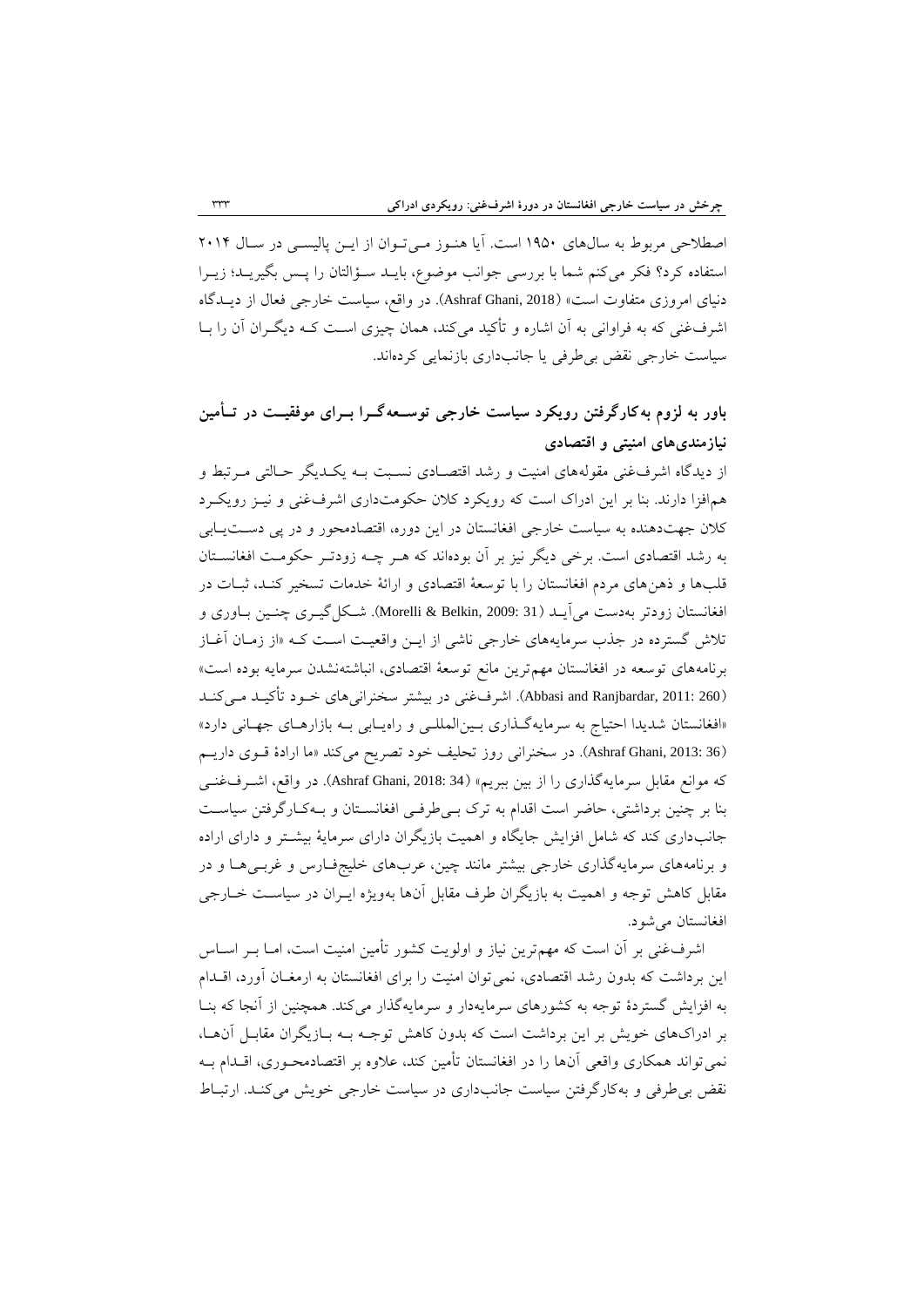اصطلاحی مربوط به سال‌های ۱۹۵۰ است. آیا هنوز می‌توان از این پالیسی در سال ۲۰۱۴ استفاده کرد؟ فکر می‌کنم شما با بررسی جوانب موضوع، باید سؤالتان را پس بگیرید؛ زیرا دنیای امروزی متفاوت است» (Ashraf Ghani, 2018). در واقع، سیاست خارجی فعال از دیدگاه اشرف‌غنی که به فراوانی به آن اشاره و تأکید می‌کند، همان چیزی است که دیگران آن را با سیاست خارجی نقض بی‌طرفی یا جانب‌داری بازنمایی کرده‌اند.

## باور به لزوم به‌کارگرفتن رویکرد سیاست خارجی توسعه‌گرا برای موفقیت در تأمین نیازمندی‌های امنیتی و اقتصادی

از دیدگاه اشرف‌غنی مقوله‌های امنیت و رشد اقتصادی نسبت به یکدیگر حالتی مرتبط و هم‌افزا دارند. بنا بر این ادراک است که رویکرد کلان حکومت‌داری اشرف‌غنی و نیز رویکرد کلان جهت‌دهنده به سیاست خارجی افغانستان در این دوره، اقتصادمحور و در پی دست‌یابی به رشد اقتصادی است. برخی دیگر نیز بر آن بوده‌اند که هر چه زودتر حکومت افغانستان قلب‌ها و ذهن‌های مردم افغانستان را با توسعهٔ اقتصادی و ارائهٔ خدمات تسخیر کند، ثبات در افغانستان زودتر به‌دست می‌آید (Morelli & Belkin, 2009: 31). شکل‌گیری چنین باوری و تلاش گسترده در جذب سرمایه‌های خارجی ناشی از این واقعیت است که «از زمان آغاز برنامه‌های توسعه در افغانستان مهم‌ترین مانع توسعهٔ اقتصادی، انباشته‌نشدن سرمایه بوده است» (Abbasi and Ranjbardar, 2011: 260). اشرف‌غنی در بیشتر سخنرانی‌های خود تأکید می‌کند «افغانستان شدیدا احتیاج به سرمایه‌گذاری بین‌المللی و راه‌یابی به بازارهای جهانی دارد» (Ashraf Ghani, 2013: 36). در سخنرانی روز تحلیف خود تصریح می‌کند «ما ارادهٔ قوی داریم که موانع مقابل سرمایه‌گذاری را از بین ببریم» (Ashraf Ghani, 2018: 34). در واقع، اشرف‌غنی بنا بر چنین برداشتی، حاضر است اقدام به ترک بی‌طرفی افغانستان و به‌کارگرفتن سیاست جانب‌داری کند که شامل افزایش جایگاه و اهمیت بازیگران دارای سرمایهٔ بیشتر و دارای اراده و برنامه‌های سرمایه‌گذاری خارجی بیشتر مانند چین، عرب‌های خلیج‌فارس و غربی‌ها و در مقابل کاهش توجه و اهمیت به بازیگران طرف مقابل آن‌ها به‌ویژه ایران در سیاست خارجی افغانستان می‌شود.

اشرف‌غنی بر آن است که مهم‌ترین نیاز و اولویت کشور تأمین امنیت است، اما بر اساس این برداشت که بدون رشد اقتصادی، نمی‌توان امنیت را برای افغانستان به ارمغان آورد، اقدام به افزایش گستردهٔ توجه به کشورهای سرمایه‌دار و سرمایه‌گذار می‌کند. همچنین از آنجا که بنا بر ادراک‌های خویش بر این برداشت است که بدون کاهش توجه به بازیگران مقابل آن‌ها، نمی‌تواند همکاری واقعی آن‌ها را در افغانستان تأمین کند، علاوه بر اقتصادمحوری، اقدام به نقض بی‌طرفی و به‌کارگرفتن سیاست جانب‌داری در سیاست خارجی خویش می‌کند. ارتباط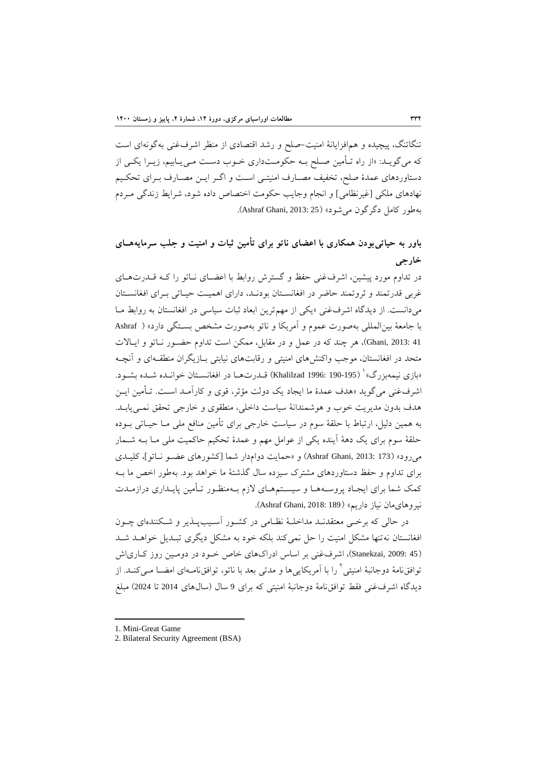تنگاتنگ، پیچیده و هم‌افزایانهٔ امنیت-صلح و رشد اقتصادی از منظر اشرف‌غنی به‌گونه‌ای است که می‌گوید: «از راه تأمین صلح به حکومت‌داری خوب دست می‌یابیم، زیرا یکی از دستاوردهای عمدهٔ صلح، تخفیف مصارف امنیتی است و اگر این مصارف برای تحکیم نهادهای ملکی [غیرنظامی] و انجام وجایب حکومت اختصاص داده شود، شرایط زندگی مردم به‌طور کامل دگرگون می‌شود» (Ashraf Ghani, 2013: 25).

## باور به حیاتی‌بودن همکاری با اعضای ناتو برای تأمین ثبات و امنیت و جلب سرمایه‌های خارجی

در تداوم مورد پیشین، اشرف‌غنی حفظ و گسترش روابط با اعضای ناتو را که قدرت‌های غربی قدرتمند و ثروتمند حاضر در افغانستان بودند، دارای اهمیت حیاتی برای افغانستان می‌دانست. از دیدگاه اشرف‌غنی «یکی از مهم‌ترین ابعاد ثبات سیاسی در افغانستان به روابط ما با جامعهٔ بین‌المللی به‌صورت عموم و آمریکا و ناتو به‌صورت مشخص بستگی دارد» (Ashraf Ghani, 2013: 41)، هر چند که در عمل و در مقابل، ممکن است تداوم حضور ناتو و ایالات متحد در افغانستان، موجب واکنش‌های امنیتی و رقابت‌های نیابتی بازیگران منطقه‌ای و آنچه «بازی نیمه‌بزرگ»[1] (Khalilzad 1996: 190-195) قدرت‌ها در افغانستان خوانده شده بشود. اشرف‌غنی می‌گوید «هدف عمدهٔ ما ایجاد یک دولت مؤثر، قوی و کارآمد است. تأمین این هدف بدون مدیریت خوب و هوشمندانهٔ سیاست داخلی، منطقوی و خارجی تحقق نمی‌یابد. به همین دلیل، ارتباط با حلقهٔ سوم در سیاست خارجی برای تأمین منافع ملی ما حیاتی بوده حلقهٔ سوم برای یک دههٔ آینده یکی از عوامل مهم و عمدهٔ تحکیم حاکمیت ملی ما به شمار می‌رود» (Ashraf Ghani, 2013: 173) و «حمایت دوام‌دار شما [کشورهای عضو ناتو]، کلیدی برای تداوم و حفظ دستاوردهای مشترک سیزده سال گذشتهٔ ما خواهد بود. به‌طور اخص ما به کمک شما برای ایجاد پروسه‌ها و سیستم‌های لازم به‌منظور تأمین پایداری درازمدت نیروهای‌مان نیاز داریم» (Ashraf Ghani, 2018: 189).

در حالی که برخی معتقدند مداخلهٔ نظامی در کشور آسیب‌پذیر و شکننده‌ای چون افغانستان نه‌تنها مشکل امنیت را حل نمی‌کند بلکه خود به مشکل دیگری تبدیل خواهد شد (Stanekzai, 2009: 45)، اشرف‌غنی بر اساس ادراک‌های خاص خود در دومین روز کاری‌اش توافق‌نامهٔ دوجانبهٔ امنیتی[2] را با آمریکایی‌ها و مدتی بعد با ناتو، توافق‌نامه‌ای امضا می‌کند. از دیدگاه اشرف‌غنی فقط توافق‌نامهٔ دوجانبهٔ امنیتی که برای 9 سال (سال‌های 2014 تا 2024) مبلغ

---

1. Mini-Great Game
2. Bilateral Security Agreement (BSA)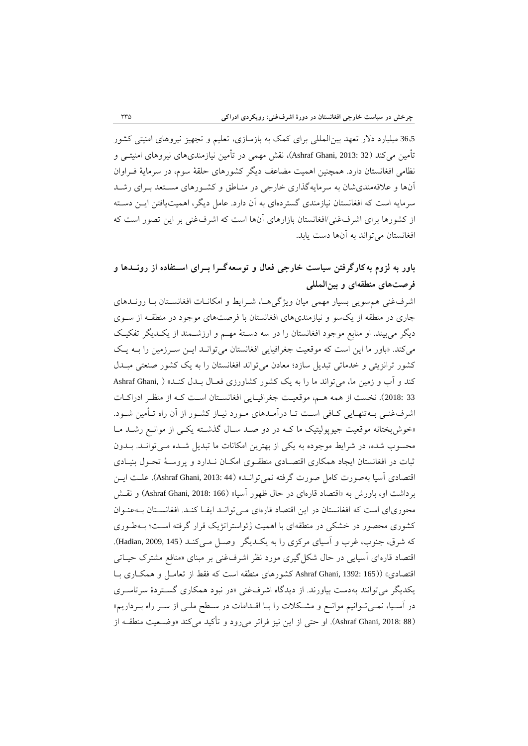36،5 میلیارد دلار تعهد بین‌المللی برای کمک به بازسازی، تعلیم و تجهیز نیروهای امنیتی کشور تأمین می‌کند (Ashraf Ghani, 2013: 32)، نقش مهمی در تأمین نیازمندی‌های نیروهای امنیتی و نظامی افغانستان دارد. همچنین اهمیت مضاعف دیگر کشورهای حلقهٔ سوم، در سرمایهٔ فراوان آن‌ها و علاقه‌مندی‌شان به سرمایه‌گذاری خارجی در مناطق و کشورهای مستعد برای رشد سرمایه است که افغانستان نیازمندی گسترده‌ای به آن دارد. عامل دیگر، اهمیت‌یافتن این دسته از کشورها برای اشرف‌غنی/افغانستان بازارهای آن‌ها است که اشرف‌غنی بر این تصور است که افغانستان می‌تواند به آن‌ها دست یابد.

## باور به لزوم به‌کارگرفتن سیاست خارجی فعال و توسعه‌گرا برای استفاده از روندها و فرصت‌های منطقه‌ای و بین‌المللی

اشرف‌غنی هم‌سویی بسیار مهمی میان ویژگی‌ها، شرایط و امکانات افغانستان با روندهای جاری در منطقه از یک‌سو و نیازمندی‌های افغانستان با فرصت‌های موجود در منطقه از سوی دیگر می‌بیند. او منابع موجود افغانستان را در سه دستهٔ مهم و ارزشمند از یکدیگر تفکیک می‌کند. «باور ما این است که موقعیت جغرافیایی افغانستان می‌تواند این سرزمین را به یک کشور ترانزیتی و خدماتی تبدیل سازد؛ معادن می‌تواند افغانستان را به یک کشور صنعتی مبدل کند و آب و زمین ما، می‌تواند ما را به یک کشور کشاورزی فعال بدل کند» (Ashraf Ghani, 2018: 33). نخست از همه هم، موقعیت جغرافیایی افغانستان است که از منظر ادراکات اشرف‌غنی به‌تنهایی کافی است تا درآمدهای مورد نیاز کشور از آن راه تأمین شود. «خوش‌بختانه موقعیت جیوپولیتیک ما که در دو صد سال گذشته یکی از موانع رشد ما محسوب شده، در شرایط موجوده به یکی از بهترین امکانات ما تبدیل شده می‌تواند. بدون ثبات در افغانستان ایجاد همکاری اقتصادی منطقوی امکان ندارد و پروسهٔ تحول بنیادی اقتصادی آسیا به‌صورت کامل صورت گرفته نمی‌تواند» (Ashraf Ghani, 2013: 44). علت این برداشت او، باورش به «اقتصاد قاره‌ای در حال ظهور آسیا» (Ashraf Ghani, 2018: 166) و نقش محوری‌ای است که افغانستان در این اقتصاد قاره‌ای می‌تواند ایفا کند. افغانستان به‌عنوان کشوری محصور در خشکی در منطقه‌ای با اهمیت ژئواستراتژیک قرار گرفته است؛ به‌طوری که شرق، جنوب، غرب و آسیای مرکزی را به یکدیگر وصل می‌کند (Hadian, 2009, 145). اقتصاد قاره‌ای آسیایی در حال شکل‌گیری مورد نظر اشرف‌غنی بر مبنای «منافع مشترک حیاتی اقتصادی» ((Ashraf Ghani, 1392: 165 کشورهای منطقه است که فقط از تعامل و همکاری با یکدیگر می‌توانند به‌دست بیاورند. از دیدگاه اشرف‌غنی «در نبود همکاری گستردهٔ سرتاسری در آسیا، نمی‌توانیم موانع و مشکلات را با اقدامات در سطح ملی از سر راه برداریم» (Ashraf Ghani, 2018: 88). او حتی از این نیز فراتر می‌رود و تأکید می‌کند «وضعیت منطقه از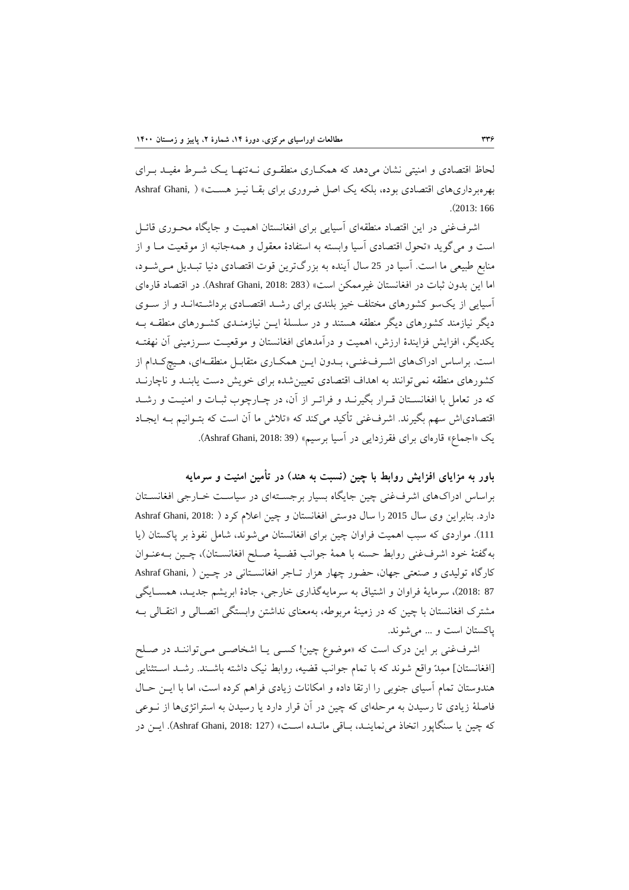لحاظ اقتصادی و امنیتی نشان می‌دهد که همکاری منطقوی نه‌تنها یک شرط مفید برای بهره‌برداری‌های اقتصادی بوده، بلکه یک اصل ضروری برای بقا نیز هست» (Ashraf Ghani, 2013: 166).

اشرف‌غنی در این اقتصاد منطقه‌ای آسیایی برای افغانستان اهمیت و جایگاه محوری قائل است و می‌گوید «تحول اقتصادی آسیا وابسته به استفادهٔ معقول و همه‌جانبه از موقعیت ما و از منابع طبیعی ما است. آسیا در 25 سال آینده به بزرگ‌ترین قوت اقتصادی دنیا تبدیل می‌شود، اما این بدون ثبات در افغانستان غیرممکن است» (Ashraf Ghani, 2018: 283). در اقتصاد قاره‌ای آسیایی از یک‌سو کشورهای مختلف خیز بلندی برای رشد اقتصادی برداشته‌اند و از سوی دیگر نیازمند کشورهای دیگر منطقه هستند و در سلسلهٔ این نیازمندی کشورهای منطقه به یکدیگر، افزایش فزایندهٔ ارزش، اهمیت و درآمدهای افغانستان و موقعیت سرزمینی آن نهفته است. براساس ادراک‌های اشرف‌غنی، بدون این همکاری متقابل منطقه‌ای، هیچ‌کدام از کشورهای منطقه نمی‌توانند به اهداف اقتصادی تعیین‌شده برای خویش دست یابند و ناچارند که در تعامل با افغانستان قرار بگیرند و فراتر از آن، در چارچوب ثبات و امنیت و رشد اقتصادی‌اش سهم بگیرند. اشرف‌غنی تأکید می‌کند که «تلاش ما آن است که بتوانیم به ایجاد یک «اجماع» قاره‌ای برای فقرزدایی در آسیا برسیم» (Ashraf Ghani, 2018: 39).

**باور به مزایای افزایش روابط با چین (نسبت به هند) در تأمین امنیت و سرمایه**

براساس ادراک‌های اشرف‌غنی چین جایگاه بسیار برجسته‌ای در سیاست خارجی افغانستان دارد. بنابراین وی سال 2015 را سال دوستی افغانستان و چین اعلام کرد (Ashraf Ghani, 2018: 111). مواردی که سبب اهمیت فراوان چین برای افغانستان می‌شوند، شامل نفوذ بر پاکستان (یا به‌گفتهٔ خود اشرف‌غنی روابط حسنه با همهٔ جوانب قضیهٔ صلح افغانستان)، چین به‌عنوان کارگاه تولیدی و صنعتی جهان، حضور چهار هزار تاجر افغانستانی در چین (Ashraf Ghani, 2018: 87)، سرمایهٔ فراوان و اشتیاق به سرمایه‌گذاری خارجی، جادهٔ ابریشم جدید، همسایگی مشترک افغانستان با چین که در زمینهٔ مربوطه، به‌معنای نداشتن وابستگی اتصالی و انتقالی به پاکستان است و ... می‌شوند.

اشرف‌غنی بر این درک است که «موضوع چین! کسی یا اشخاصی می‌توانند در صلح [افغانستان] ممِدّ واقع شوند که با تمام جوانب قضیه، روابط نیک داشته باشند. رشد استثنایی هندوستان تمام آسیای جنوبی را ارتقا داده و امکانات زیادی فراهم کرده است، اما با این حال فاصلهٔ زیادی تا رسیدن به مرحله‌ای که چین در آن قرار دارد یا رسیدن به استراتژی‌ها از نوعی که چین یا سنگاپور اتخاذ می‌نمایند، باقی مانده است» (Ashraf Ghani, 2018: 127). این در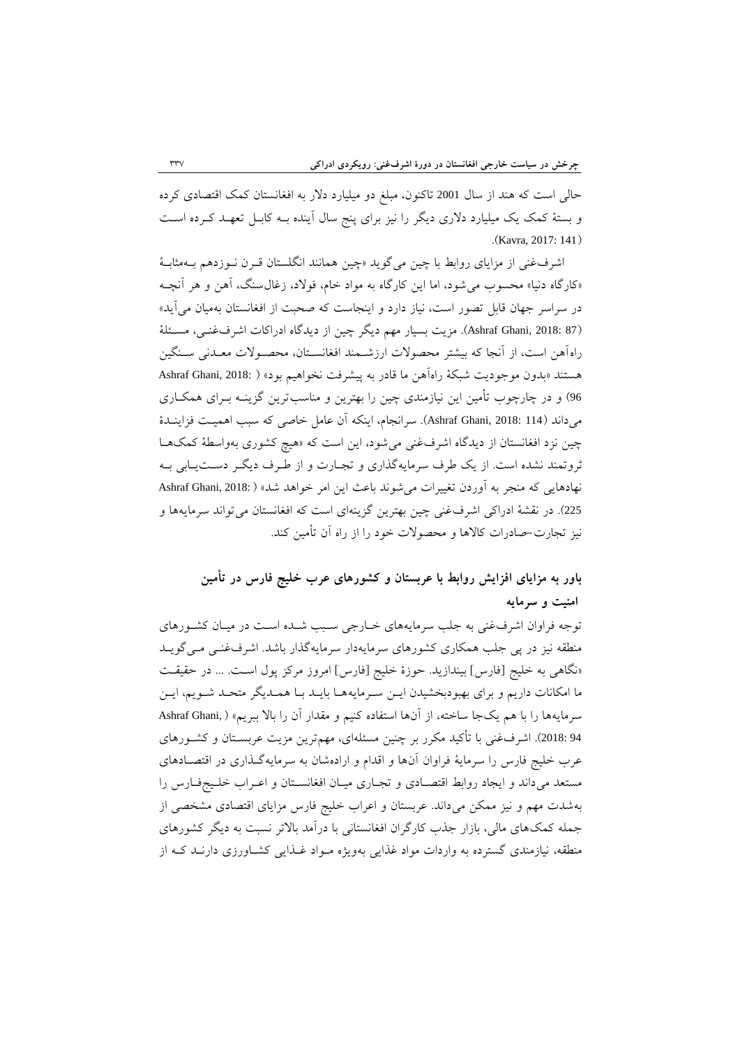حالی است که هند از سال 2001 تاکنون، مبلغ دو میلیارد دلار به افغانستان کمک اقتصادی کرده و بستهٔ کمک یک میلیارد دلاری دیگر را نیز برای پنج سال آینده بـه کابـل تعهـد کـرده اسـت (Kavra, 2017: 141).

اشرف‌غنی از مزایای روابط با چین می‌گوید «چین همانند انگلستان قـرن نـوزدهم بـه‌مثابـهٔ «کارگاه دنیا» محسوب می‌شود، اما این کارگاه به مواد خام، فولاد، زغال‌سنگ، آهن و هر آنچـه در سراسر جهان قابل تصور است، نیاز دارد و اینجاست که صحبت از افغانستان به‌میان می‌آید» (Ashraf Ghani, 2018: 87). مزیت بسیار مهم دیگر چین از دیدگاه ادراکات اشرف‌غنـی، مسـئلهٔ راه‌آهن است، از آنجا که بیشتر محصولات ارزشـمند افغانسـتان، محصـولات معـدنی سـنگین هستند «بدون موجودیت شبکهٔ راه‌آهن ما قادر به پیشرفت نخواهیم بود» (Ashraf Ghani, 2018: 96) و در چارچوب تأمین این نیازمندی چین را بهترین و مناسب‌ترین گزینـه بـرای همکـاری می‌داند (Ashraf Ghani, 2018: 114). سرانجام، اینکه آن عامل خاصی که سبب اهمیـت فزاینـدهٔ چین نزد افغانستان از دیدگاه اشرف‌غنی می‌شود، این است که «هیچ کشوری به‌واسطهٔ کمک‌هـا ثروتمند نشده است. از یک طرف سرمایه‌گذاری و تجـارت و از طـرف دیگـر دسـت‌یـابی بـه نهادهایی که منجر به آوردن تغییرات می‌شوند باعث این امر خواهد شد» (Ashraf Ghani, 2018: 225). در نقشهٔ ادراکی اشرف‌غنی چین بهترین گزینه‌ای است که افغانستان می‌تواند سرمایه‌ها و نیز تجارت-صادرات کالاها و محصولات خود را از راه آن تأمین کند.

## باور به مزایای افزایش روابط با عربستان و کشورهای عرب خلیج فارس در تأمین امنیت و سرمایه

توجه فراوان اشرف‌غنی به جلب سرمایه‌های خـارجی سـبب شـده اسـت در میـان کشـورهای منطقه نیز در پی جلب همکاری کشورهای سرمایه‌دار سرمایه‌گذار باشد. اشرف‌غنـی مـی‌گویـد «نگاهی به خلیج [فارس] بیندازید. حوزهٔ خلیج [فارس] امروز مرکز پول اسـت. ... در حقیقـت ما امکانات داریم و برای بهبودبخشیدن ایـن سـرمایه‌هـا بایـد بـا همـدیگر متحـد شـویم، ایـن سرمایه‌ها را با هم یک‌جا ساخته، از آن‌ها استفاده کنیم و مقدار آن را بالا ببریم» (Ashraf Ghani, 2018: 94). اشرف‌غنی با تأکید مکرر بر چنین مسئله‌ای، مهم‌ترین مزیت عربسـتان و کشـورهای عرب خلیج فارس را سرمایهٔ فراوان آن‌ها و اقدام و اراده‌شان به سرمایه‌گـذاری در اقتصـادهای مستعد می‌داند و ایجاد روابط اقتصـادی و تجـاری میـان افغانسـتان و اعـراب خلـیج‌فـارس را به‌شدت مهم و نیز ممکن می‌داند. عربستان و اعراب خلیج فارس مزایای اقتصادی مشخصی از جمله کمک‌های مالی، بازار جذب کارگران افغانستانی با درآمد بالاتر نسبت به دیگر کشورهای منطقه، نیازمندی گسترده به واردات مواد غذایی به‌ویژه مـواد غـذایی کشـاورزی دارنـد کـه از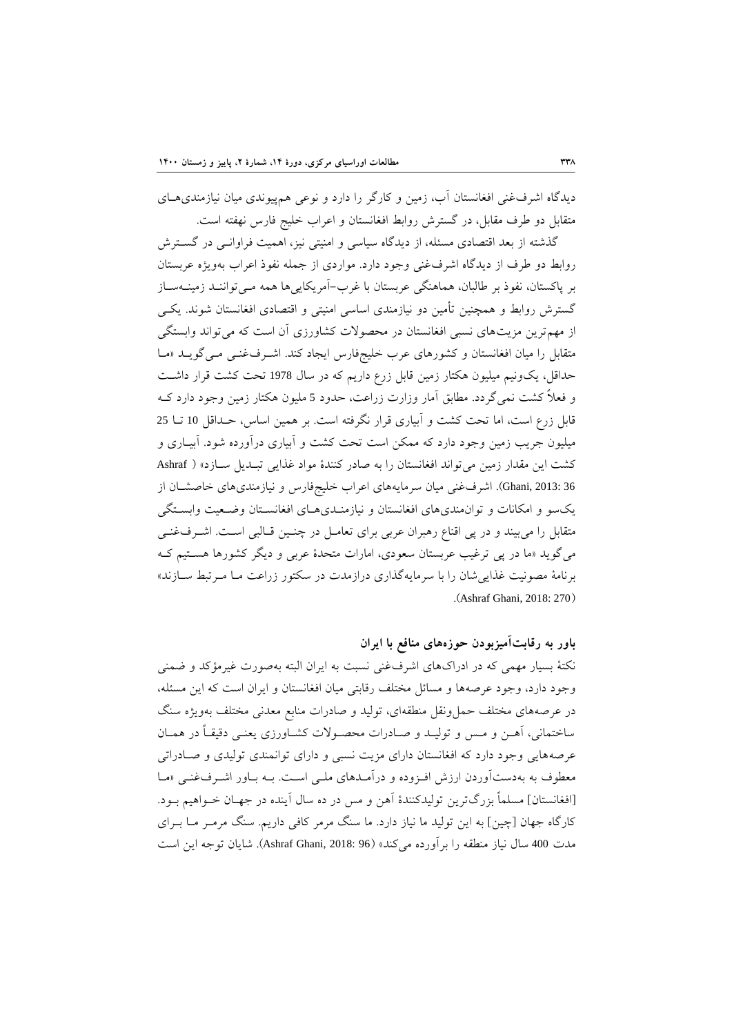دیدگاه اشرف‌غنی افغانستان آب، زمین و کارگر را دارد و نوعی هم‌پیوندی میان نیازمندی‌های متقابل دو طرف مقابل، در گسترش روابط افغانستان و اعراب خلیج فارس نهفته است.

گذشته از بعد اقتصادی مسئله، از دیدگاه سیاسی و امنیتی نیز، اهمیت فراوانی در گسترش روابط دو طرف از دیدگاه اشرف‌غنی وجود دارد. مواردی از جمله نفوذ اعراب به‌ویژه عربستان بر پاکستان، نفوذ بر طالبان، هماهنگی عربستان با غرب-آمریکایی‌ها همه می‌توانند زمینه‌ساز گسترش روابط و همچنین تأمین دو نیازمندی اساسی امنیتی و اقتصادی افغانستان شوند. یکی از مهم‌ترین مزیت‌های نسبی افغانستان در محصولات کشاورزی آن است که می‌تواند وابستگی متقابل را میان افغانستان و کشورهای عرب خلیج‌فارس ایجاد کند. اشرف‌غنی می‌گوید «ما حداقل، یک‌ونیم میلیون هکتار زمین قابل زرع داریم که در سال 1978 تحت کشت قرار داشت و فعلاً کشت نمی‌گردد. مطابق آمار وزارت زراعت، حدود 5 ملیون هکتار زمین وجود دارد که قابل زرع است، اما تحت کشت و آبیاری قرار نگرفته است. بر همین اساس، حداقل 10 تا 25 میلیون جریب زمین وجود دارد که ممکن است تحت کشت و آبیاری درآورده شود. آبیاری و کشت این مقدار زمین می‌تواند افغانستان را به صادر کنندهٔ مواد غذایی تبدیل سازد» (Ashraf Ghani, 2013: 36). اشرف‌غنی میان سرمایه‌های اعراب خلیج‌فارس و نیازمندی‌های خاصشان از یک‌سو و امکانات و توان‌مندی‌های افغانستان و نیازمندی‌های افغانستان وضعیت وابستگی متقابل را می‌بیند و در پی اقناع رهبران عربی برای تعامل در چنین قالبی است. اشرف‌غنی می‌گوید «ما در پی ترغیب عربستان سعودی، امارات متحدهٔ عربی و دیگر کشورها هستیم که برنامهٔ مصونیت غذایی‌شان را با سرمایه‌گذاری درازمدت در سکتور زراعت ما مرتبط سازند» (Ashraf Ghani, 2018: 270).

## باور به رقابت‌آمیزبودن حوزه‌های منافع با ایران

نکتهٔ بسیار مهمی که در ادراک‌های اشرف‌غنی نسبت به ایران البته به‌صورت غیرمؤکد و ضمنی وجود دارد، وجود عرصه‌ها و مسائل مختلف رقابتی میان افغانستان و ایران است که این مسئله، در عرصه‌های مختلف حمل‌ونقل منطقه‌ای، تولید و صادرات منابع معدنی مختلف به‌ویژه سنگ ساختمانی، آهن و مس و تولید و صادرات محصولات کشاورزی یعنی دقیقاً در همان عرصه‌هایی وجود دارد که افغانستان دارای مزیت نسبی و دارای توانمندی تولیدی و صادراتی معطوف به به‌دست‌آوردن ارزش افزوده و درآمدهای ملی است. به باور اشرف‌غنی «ما [افغانستان] مسلماً بزرگ‌ترین تولیدکنندهٔ آهن و مس در ده سال آینده در جهان خواهیم بود. کارگاه جهان [چین] به این تولید ما نیاز دارد. ما سنگ مرمر کافی داریم. سنگ مرمر ما برای مدت 400 سال نیاز منطقه را برآورده می‌کند» (Ashraf Ghani, 2018: 96). شایان توجه این است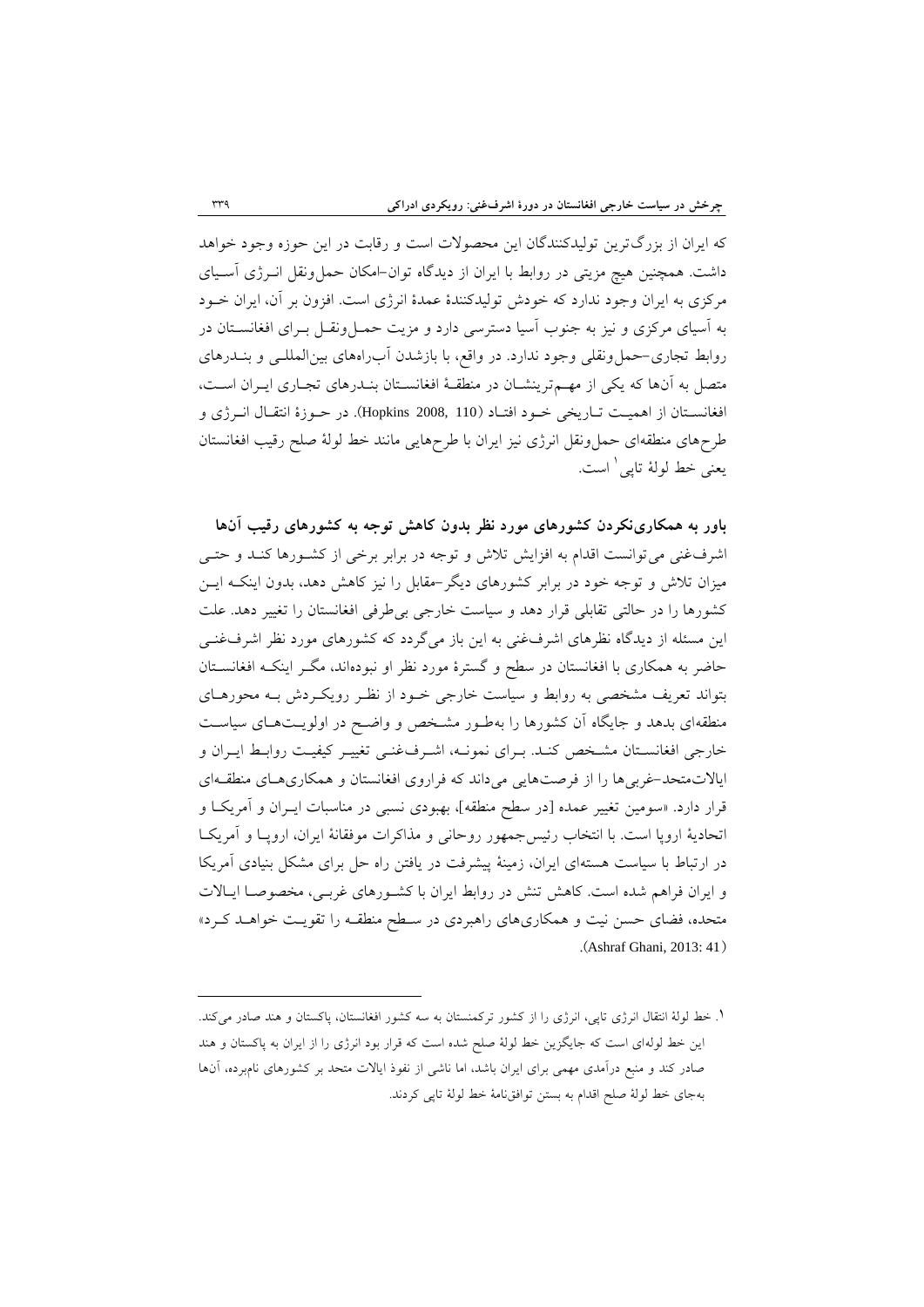که ایران از بزرگ‌ترین تولیدکنندگان این محصولات است و رقابت در این حوزه وجود خواهد داشت. همچنین هیچ مزیتی در روابط با ایران از دیدگاه توان–امکان حمل‌ونقل انرژی آسیای مرکزی به ایران وجود ندارد که خودش تولیدکنندهٔ عمدهٔ انرژی است. افزون بر آن، ایران خود به آسیای مرکزی و نیز به جنوب آسیا دسترسی دارد و مزیت حمل‌ونقل برای افغانستان در روابط تجاری–حمل‌ونقلی وجود ندارد. در واقع، با بازشدن آبراه‌های بین‌المللی و بندرهای متصل به آن‌ها که یکی از مهم‌ترینشان در منطقهٔ افغانستان بندرهای تجاری ایران است، افغانستان از اهمیت تاریخی خود افتاد (Hopkins 2008, 110). در حوزهٔ انتقال انرژی و طرح‌های منطقه‌ای حمل‌ونقل انرژی نیز ایران با طرح‌هایی مانند خط لولهٔ صلح رقیب افغانستان یعنی خط لولهٔ تاپی[1] است.

### باور به همکاری‌نکردن کشورهای مورد نظر بدون کاهش توجه به کشورهای رقیب آن‌ها

اشرف‌غنی می‌توانست اقدام به افزایش تلاش و توجه در برابر برخی از کشورها کند و حتی میزان تلاش و توجه خود در برابر کشورهای دیگر–مقابل را نیز کاهش دهد، بدون اینکه این کشورها را در حالتی تقابلی قرار دهد و سیاست خارجی بی‌طرفی افغانستان را تغییر دهد. علت این مسئله از دیدگاه نظرهای اشرف‌غنی به این باز می‌گردد که کشورهای مورد نظر اشرف‌غنی حاضر به همکاری با افغانستان در سطح و گسترهٔ مورد نظر او نبوده‌اند، مگر اینکه افغانستان بتواند تعریف مشخصی به روابط و سیاست خارجی خود از نظر رویکردش به محورهای منطقه‌ای بدهد و جایگاه آن کشورها را به‌طور مشخص و واضح در اولویت‌های سیاست خارجی افغانستان مشخص کند. برای نمونه، اشرف‌غنی تغییر کیفیت روابط ایران و ایالات‌متحد–غربی‌ها را از فرصت‌هایی می‌داند که فراروی افغانستان و همکاری‌های منطقه‌ای قرار دارد. «سومین تغییر عمده [در سطح منطقه]، بهبودی نسبی در مناسبات ایران و آمریکا و اتحادیهٔ اروپا است. با انتخاب رئیس‌جمهور روحانی و مذاکرات موفقانهٔ ایران، اروپا و آمریکا در ارتباط با سیاست هسته‌ای ایران، زمینهٔ پیشرفت در یافتن راه حل برای مشکل بنیادی آمریکا و ایران فراهم شده است. کاهش تنش در روابط ایران با کشورهای غربی، مخصوصا ایالات متحده، فضای حسن نیت و همکاری‌های راهبردی در سطح منطقه را تقویت خواهد کرد» (Ashraf Ghani, 2013: 41).

---

[1]. خط لولهٔ انتقال انرژی تاپی، انرژی را از کشور ترکمنستان به سه کشور افغانستان، پاکستان و هند صادر می‌کند. این خط لوله‌ای است که جایگزین خط لولهٔ صلح شده است که قرار بود انرژی را از ایران به پاکستان و هند صادر کند و منبع درآمدی مهمی برای ایران باشد، اما ناشی از نفوذ ایالات متحد بر کشورهای نام‌برده، آن‌ها به‌جای خط لولهٔ صلح اقدام به بستن توافق‌نامهٔ خط لولهٔ تاپی کردند.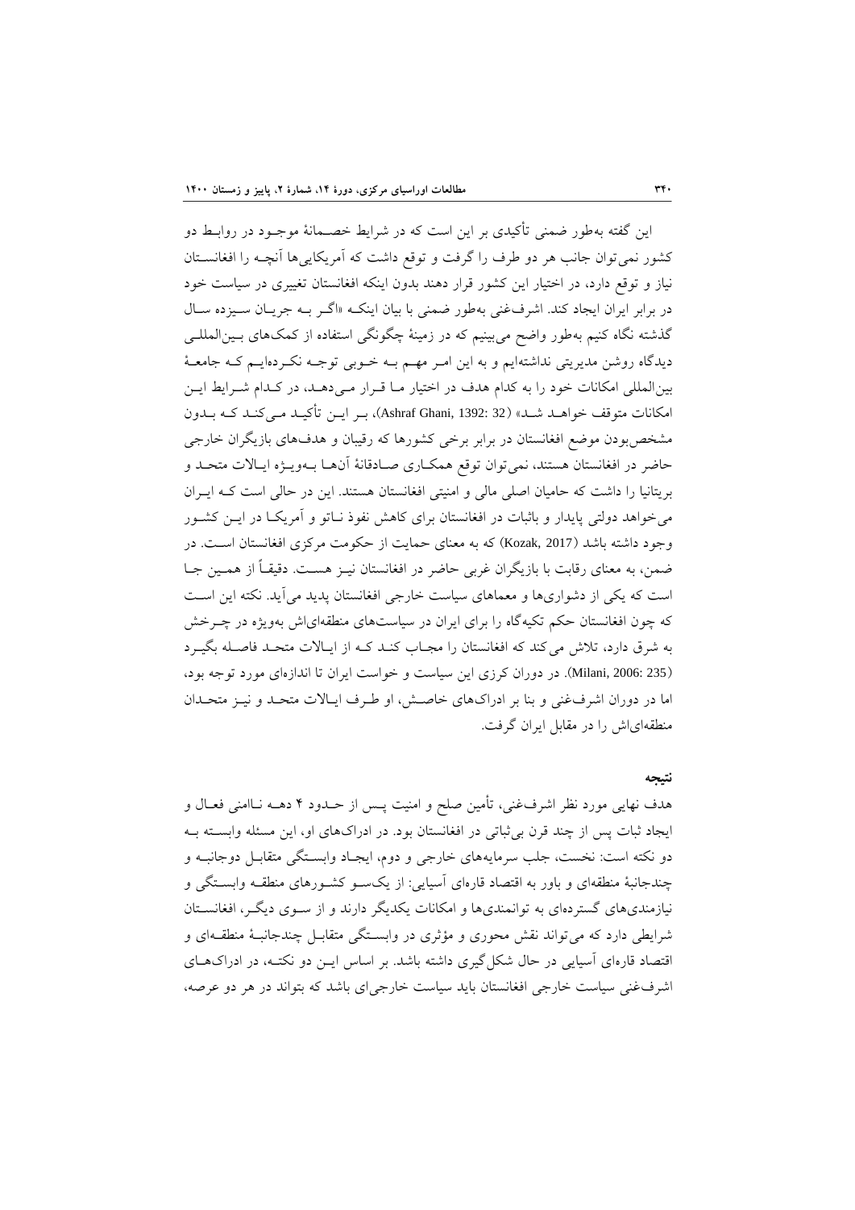این گفته به‌طور ضمنی تأکیدی بر این است که در شرایط خصمانهٔ موجود در روابط دو کشور نمی‌توان جانب هر دو طرف را گرفت و توقع داشت که آمریکایی‌ها آنچه را افغانستان نیاز و توقع دارد، در اختیار این کشور قرار دهند بدون اینکه افغانستان تغییری در سیاست خود در برابر ایران ایجاد کند. اشرف‌غنی به‌طور ضمنی با بیان اینکه «اگر به جریان سیزده سال گذشته نگاه کنیم به‌طور واضح می‌بینیم که در زمینهٔ چگونگی استفاده از کمک‌های بین‌المللی دیدگاه روشن مدیریتی نداشته‌ایم و به این امر مهم به خوبی توجه نکرده‌ایم که جامعهٔ بین‌المللی امکانات خود را به کدام هدف در اختیار ما قرار می‌دهد، در کدام شرایط این امکانات متوقف خواهد شد» (Ashraf Ghani, 1392: 32)، بر این تأکید می‌کند که بدون مشخص‌بودن موضع افغانستان در برابر برخی کشورها که رقیبان و هدف‌های بازیگران خارجی حاضر در افغانستان هستند، نمی‌توان توقع همکاری صادقانهٔ آن‌ها به‌ویژه ایالات متحد و بریتانیا را داشت که حامیان اصلی مالی و امنیتی افغانستان هستند. این در حالی است که ایران می‌خواهد دولتی پایدار و باثبات در افغانستان برای کاهش نفوذ ناتو و آمریکا در این کشور وجود داشته باشد (Kozak, 2017) که به معنای حمایت از حکومت مرکزی افغانستان است. در ضمن، به معنای رقابت با بازیگران غربی حاضر در افغانستان نیز هست. دقیقاً از همین جا است که یکی از دشواری‌ها و معماهای سیاست خارجی افغانستان پدید می‌آید. نکته این است که چون افغانستان حکم تکیه‌گاه را برای ایران در سیاست‌های منطقه‌ای‌اش به‌ویژه در چرخش به شرق دارد، تلاش می‌کند که افغانستان را مجاب کند که از ایالات متحد فاصله بگیرد (Milani, 2006: 235). در دوران کرزی این سیاست و خواست ایران تا اندازه‌ای مورد توجه بود، اما در دوران اشرف‌غنی و بنا بر ادراک‌های خاصش، او طرف ایالات متحد و نیز متحدان منطقه‌ای‌اش را در مقابل ایران گرفت.

## نتیجه

هدف نهایی مورد نظر اشرف‌غنی، تأمین صلح و امنیت پس از حدود ۴ دهه ناامنی فعال و ایجاد ثبات پس از چند قرن بی‌ثباتی در افغانستان بود. در ادراک‌های او، این مسئله وابسته به دو نکته است: نخست، جلب سرمایه‌های خارجی و دوم، ایجاد وابستگی متقابل دوجانبه و چندجانبهٔ منطقه‌ای و باور به اقتصاد قاره‌ای آسیایی: از یک‌سو کشورهای منطقه وابستگی و نیازمندی‌های گسترده‌ای به توانمندی‌ها و امکانات یکدیگر دارند و از سوی دیگر، افغانستان شرایطی دارد که می‌تواند نقش محوری و مؤثری در وابستگی متقابل چندجانبهٔ منطقه‌ای و اقتصاد قاره‌ای آسیایی در حال شکل‌گیری داشته باشد. بر اساس این دو نکته، در ادراک‌های اشرف‌غنی سیاست خارجی افغانستان باید سیاست خارجی‌ای باشد که بتواند در هر دو عرصه،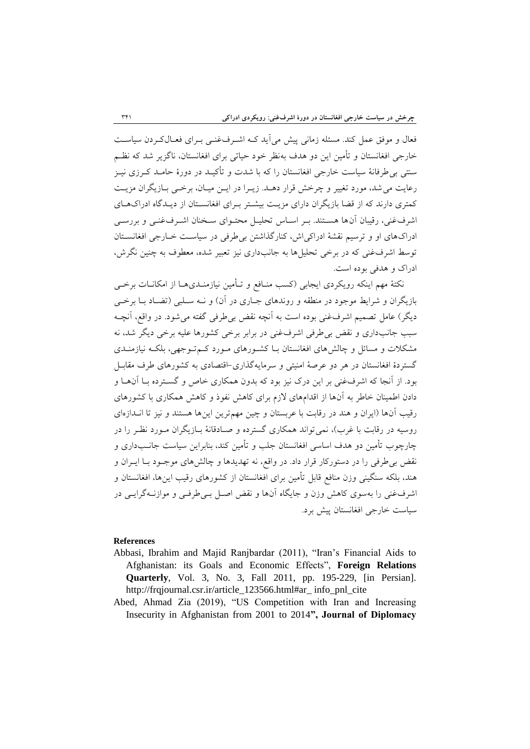فعال و موفق عمل کند. مسئله زمانی پیش می‌آید که اشرف‌غنی برای فعال‌کردن سیاست خارجی افغانستان و تأمین این دو هدف به‌نظر خود حیاتی برای افغانستان، ناگزیر شد که نظم سنتی بی‌طرفانهٔ سیاست خارجی افغانستان را که با شدت و تأکید در دورهٔ حامد کرزی نیز رعایت می‌شد، مورد تغییر و چرخش قرار دهد. زیرا در این میان، برخی بازیگران مزیت کمتری دارند که از قضا بازیگران دارای مزیت بیشتر برای افغانستان از دیدگاه ادراک‌های اشرف‌غنی، رقیبان آن‌ها هستند. بر اساس تحلیل محتوای سخنان اشرف‌غنی و بررسی ادراک‌های او و ترسیم نقشهٔ ادراکی‌اش، کنارگذاشتن بی‌طرفی در سیاست خارجی افغانستان توسط اشرف‌غنی که در برخی تحلیل‌ها به جانب‌داری نیز تعبیر شده، معطوف به چنین نگرش، ادراک و هدفی بوده است.

نکتهٔ مهم اینکه رویکردی ایجابی (کسب منافع و تأمین نیازمندی‌ها از امکانات برخی بازیگران و شرایط موجود در منطقه و روندهای جاری در آن) و نه سلبی (تضاد با برخی دیگر) عامل تصمیم اشرف‌غنی بوده است به آنچه نقض بی‌طرفی گفته می‌شود. در واقع، آنچه سبب جانب‌داری و نقض بی‌طرفی اشرف‌غنی در برابر برخی کشورها علیه برخی دیگر شد، نه مشکلات و مسائل و چالش‌های افغانستان با کشورهای مورد کم‌توجهی، بلکه نیازمندی گستردهٔ افغانستان در هر دو عرصهٔ امنیتی و سرمایه‌گذاری-اقتصادی به کشورهای طرف مقابل بود. از آنجا که اشرف‌غنی بر این درک نیز بود که بدون همکاری خاص و گسترده با آن‌ها و دادن اطمینان خاطر به آن‌ها از اقدام‌های لازم برای کاهش نفوذ و کاهش همکاری با کشورهای رقیب آن‌ها (ایران و هند در رقابت با عربستان و چین مهم‌ترین این‌ها هستند و نیز تا اندازه‌ای روسیه در رقابت با غرب)، نمی‌تواند همکاری گسترده و صادقانهٔ بازیگران مورد نظر را در چارچوب تأمین دو هدف اساسی افغانستان جلب و تأمین کند، بنابراین سیاست جانب‌داری و نقض بی‌طرفی را در دستورکار قرار داد. در واقع، نه تهدیدها و چالش‌های موجود با ایران و هند، بلکه سنگینی وزن منافع قابل تأمین برای افغانستان از کشورهای رقیب این‌ها، افغانستان و اشرف‌غنی را به‌سوی کاهش وزن و جایگاه آن‌ها و نقض اصل بی‌طرفی و موازنه‌گرایی در سیاست خارجی افغانستان پیش برد.

## References

Abbasi, Ibrahim and Majid Ranjbardar (2011), "Iran's Financial Aids to Afghanistan: its Goals and Economic Effects", **Foreign Relations Quarterly**, Vol. 3, No. 3, Fall 2011, pp. 195-229, [in Persian]. http://frqjournal.csr.ir/article_123566.html#ar_ info_pnl_cite

Abed, Ahmad Zia (2019), "US Competition with Iran and Increasing Insecurity in Afghanistan from 2001 to 2014", **Journal of Diplomacy**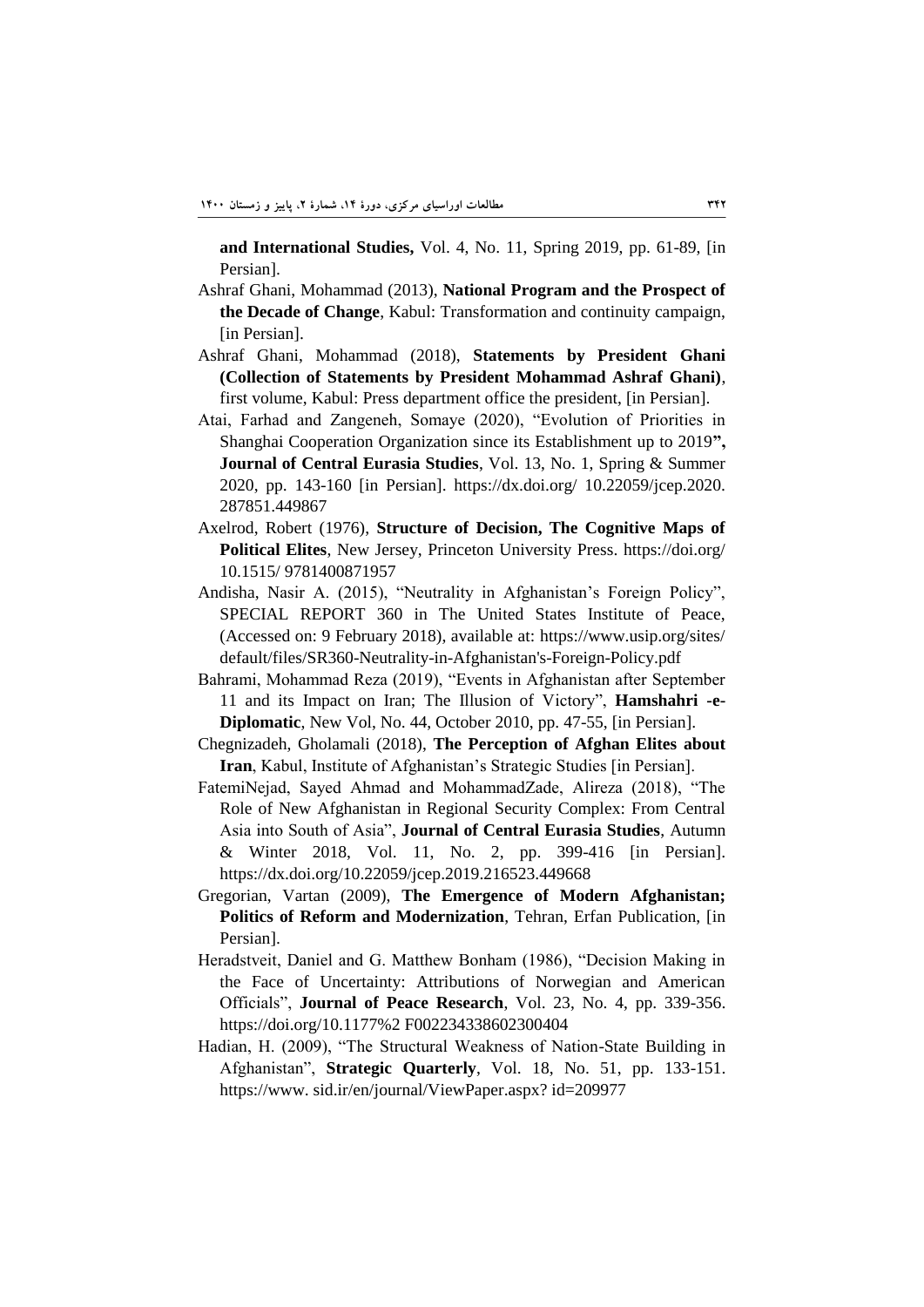**and International Studies,** Vol. 4, No. 11, Spring 2019, pp. 61-89, [in Persian].

Ashraf Ghani, Mohammad (2013), **National Program and the Prospect of the Decade of Change**, Kabul: Transformation and continuity campaign, [in Persian].

Ashraf Ghani, Mohammad (2018), **Statements by President Ghani (Collection of Statements by President Mohammad Ashraf Ghani)**, first volume, Kabul: Press department office the president, [in Persian].

Atai, Farhad and Zangeneh, Somaye (2020), "Evolution of Priorities in Shanghai Cooperation Organization since its Establishment up to 2019**",** **Journal of Central Eurasia Studies**, Vol. 13, No. 1, Spring & Summer 2020, pp. 143-160 [in Persian]. https://dx.doi.org/ 10.22059/jcep.2020.287851.449867

Axelrod, Robert (1976), **Structure of Decision, The Cognitive Maps of Political Elites**, New Jersey, Princeton University Press. https://doi.org/ 10.1515/ 9781400871957

Andisha, Nasir A. (2015), "Neutrality in Afghanistan's Foreign Policy", SPECIAL REPORT 360 in The United States Institute of Peace, (Accessed on: 9 February 2018), available at: https://www.usip.org/sites/default/files/SR360-Neutrality-in-Afghanistan's-Foreign-Policy.pdf

Bahrami, Mohammad Reza (2019), "Events in Afghanistan after September 11 and its Impact on Iran; The Illusion of Victory", **Hamshahri -e-Diplomatic**, New Vol, No. 44, October 2010, pp. 47-55, [in Persian].

Chegnizadeh, Gholamali (2018), **The Perception of Afghan Elites about Iran**, Kabul, Institute of Afghanistan's Strategic Studies [in Persian].

FatemiNejad, Sayed Ahmad and MohammadZade, Alireza (2018), "The Role of New Afghanistan in Regional Security Complex: From Central Asia into South of Asia", **Journal of Central Eurasia Studies**, Autumn & Winter 2018, Vol. 11, No. 2, pp. 399-416 [in Persian]. https://dx.doi.org/10.22059/jcep.2019.216523.449668

Gregorian, Vartan (2009), **The Emergence of Modern Afghanistan; Politics of Reform and Modernization**, Tehran, Erfan Publication, [in Persian].

Heradstveit, Daniel and G. Matthew Bonham (1986), "Decision Making in the Face of Uncertainty: Attributions of Norwegian and American Officials", **Journal of Peace Research**, Vol. 23, No. 4, pp. 339-356. https://doi.org/10.1177%2 F002234338602300404

Hadian, H. (2009), "The Structural Weakness of Nation-State Building in Afghanistan", **Strategic Quarterly**, Vol. 18, No. 51, pp. 133-151. https://www. sid.ir/en/journal/ViewPaper.aspx? id=209977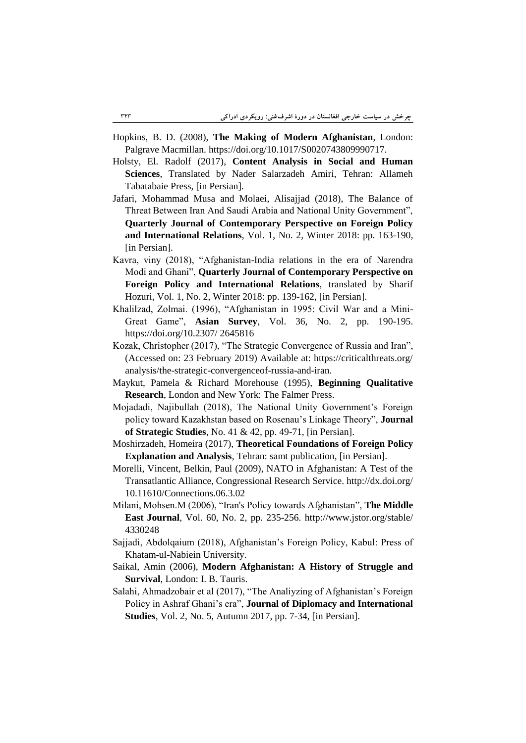Hopkins, B. D. (2008), **The Making of Modern Afghanistan**, London: Palgrave Macmillan. https://doi.org/10.1017/S0020743809990717.

Holsty, El. Radolf (2017), **Content Analysis in Social and Human Sciences**, Translated by Nader Salarzadeh Amiri, Tehran: Allameh Tabatabaie Press, [in Persian].

Jafari, Mohammad Musa and Molaei, Alisajjad (2018), The Balance of Threat Between Iran And Saudi Arabia and National Unity Government", **Quarterly Journal of Contemporary Perspective on Foreign Policy and International Relations**, Vol. 1, No. 2, Winter 2018: pp. 163-190, [in Persian].

Kavra, viny (2018), "Afghanistan-India relations in the era of Narendra Modi and Ghani", **Quarterly Journal of Contemporary Perspective on Foreign Policy and International Relations**, translated by Sharif Hozuri, Vol. 1, No. 2, Winter 2018: pp. 139-162, [in Persian].

Khalilzad, Zolmai. (1996), "Afghanistan in 1995: Civil War and a Mini-Great Game", **Asian Survey**, Vol. 36, No. 2, pp. 190-195. https://doi.org/10.2307/ 2645816

Kozak, Christopher (2017), "The Strategic Convergence of Russia and Iran", (Accessed on: 23 February 2019) Available at: https://criticalthreats.org/ analysis/the-strategic-convergenceof-russia-and-iran.

Maykut, Pamela & Richard Morehouse (1995), **Beginning Qualitative Research**, London and New York: The Falmer Press.

Mojadadi, Najibullah (2018), The National Unity Government's Foreign policy toward Kazakhstan based on Rosenau's Linkage Theory", **Journal of Strategic Studies**, No. 41 & 42, pp. 49-71, [in Persian].

Moshirzadeh, Homeira (2017), **Theoretical Foundations of Foreign Policy Explanation and Analysis**, Tehran: samt publication, [in Persian].

Morelli, Vincent, Belkin, Paul (2009), NATO in Afghanistan: A Test of the Transatlantic Alliance, Congressional Research Service. http://dx.doi.org/ 10.11610/Connections.06.3.02

Milani, Mohsen.M (2006), "Iran's Policy towards Afghanistan", **The Middle East Journal**, Vol. 60, No. 2, pp. 235-256. http://www.jstor.org/stable/ 4330248

Sajjadi, Abdolqaium (2018), Afghanistan's Foreign Policy, Kabul: Press of Khatam-ul-Nabiein University.

Saikal, Amin (2006), **Modern Afghanistan: A History of Struggle and Survival**, London: I. B. Tauris.

Salahi, Ahmadzobair et al (2017), "The Analiyzing of Afghanistan's Foreign Policy in Ashraf Ghani's era", **Journal of Diplomacy and International Studies**, Vol. 2, No. 5, Autumn 2017, pp. 7-34, [in Persian].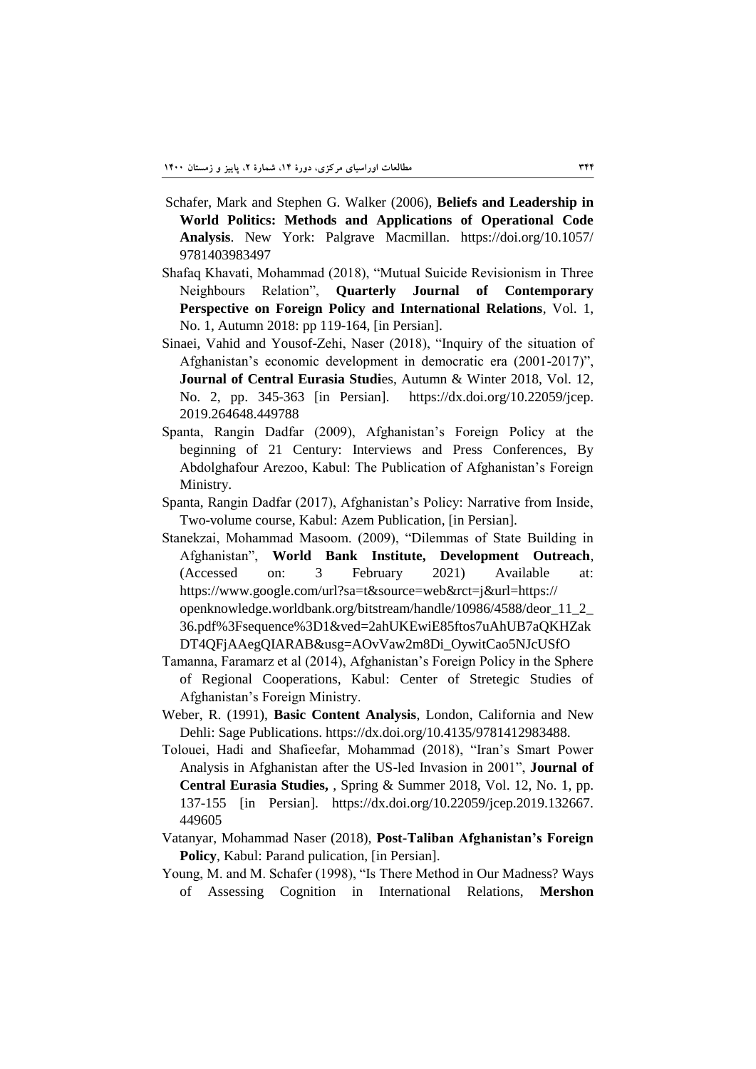Schafer, Mark and Stephen G. Walker (2006), **Beliefs and Leadership in World Politics: Methods and Applications of Operational Code Analysis**. New York: Palgrave Macmillan. https://doi.org/10.1057/9781403983497

Shafaq Khavati, Mohammad (2018), "Mutual Suicide Revisionism in Three Neighbours Relation", **Quarterly Journal of Contemporary Perspective on Foreign Policy and International Relations**, Vol. 1, No. 1, Autumn 2018: pp 119-164, [in Persian].

Sinaei, Vahid and Yousof-Zehi, Naser (2018), "Inquiry of the situation of Afghanistan's economic development in democratic era (2001-2017)", **Journal of Central Eurasia Studi**es, Autumn & Winter 2018, Vol. 12, No. 2, pp. 345-363 [in Persian]. https://dx.doi.org/10.22059/jcep.2019.264648.449788

Spanta, Rangin Dadfar (2009), Afghanistan's Foreign Policy at the beginning of 21 Century: Interviews and Press Conferences, By Abdolghafour Arezoo, Kabul: The Publication of Afghanistan's Foreign Ministry.

Spanta, Rangin Dadfar (2017), Afghanistan's Policy: Narrative from Inside, Two-volume course, Kabul: Azem Publication, [in Persian].

Stanekzai, Mohammad Masoom. (2009), "Dilemmas of State Building in Afghanistan", **World Bank Institute, Development Outreach**, (Accessed on: 3 February 2021) Available at: https://www.google.com/url?sa=t&source=web&rct=j&url=https://openknowledge.worldbank.org/bitstream/handle/10986/4588/deor_11_2_36.pdf%3Fsequence%3D1&ved=2ahUKEwiE85ftos7uAhUB7aQKHZakDT4QFjAAegQIARAB&usg=AOvVaw2m8Di_OywitCao5NJcUSfO

Tamanna, Faramarz et al (2014), Afghanistan's Foreign Policy in the Sphere of Regional Cooperations, Kabul: Center of Stretegic Studies of Afghanistan's Foreign Ministry.

Weber, R. (1991), **Basic Content Analysis**, London, California and New Dehli: Sage Publications. https://dx.doi.org/10.4135/9781412983488.

Tolouei, Hadi and Shafieefar, Mohammad (2018), "Iran's Smart Power Analysis in Afghanistan after the US-led Invasion in 2001", **Journal of Central Eurasia Studies,** , Spring & Summer 2018, Vol. 12, No. 1, pp. 137-155 [in Persian]. https://dx.doi.org/10.22059/jcep.2019.132667.449605

Vatanyar, Mohammad Naser (2018), **Post-Taliban Afghanistan's Foreign Policy**, Kabul: Parand pulication, [in Persian].

Young, M. and M. Schafer (1998), "Is There Method in Our Madness? Ways of Assessing Cognition in International Relations, **Mershon**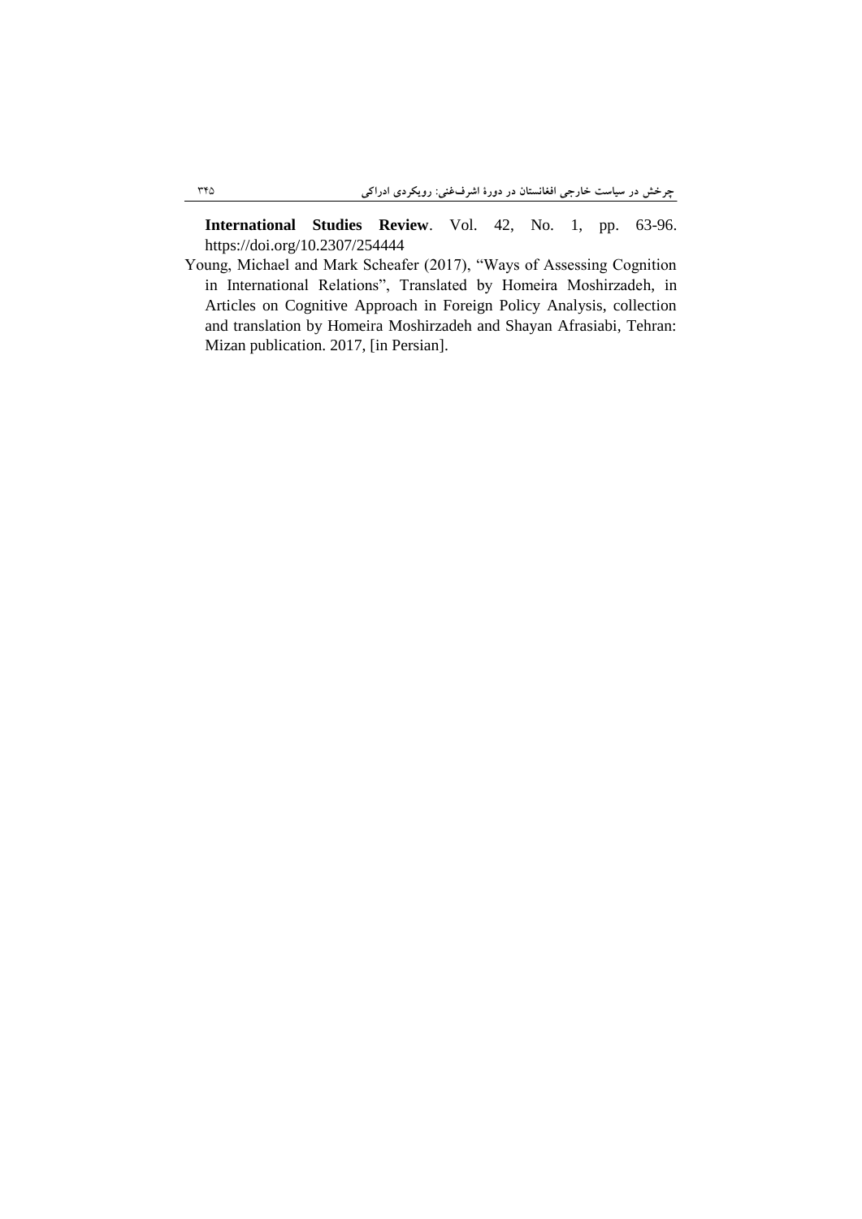**International Studies Review**. Vol. 42, No. 1, pp. 63-96. https://doi.org/10.2307/254444

Young, Michael and Mark Scheafer (2017), “Ways of Assessing Cognition in International Relations”, Translated by Homeira Moshirzadeh, in Articles on Cognitive Approach in Foreign Policy Analysis, collection and translation by Homeira Moshirzadeh and Shayan Afrasiabi, Tehran: Mizan publication. 2017, [in Persian].